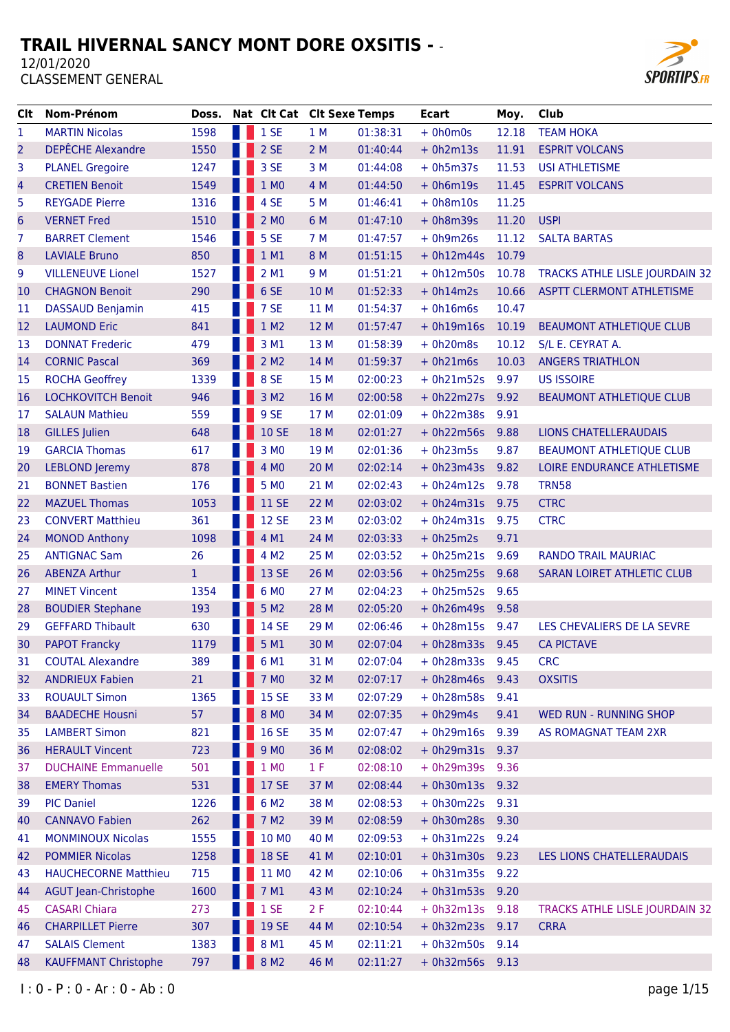# TRAIL HIVERNAL SANCY MONT DORE OXSITIS - -

12/01/2020

CLASSEMENT GENERAL

| Clt | Nom-Prénom | Doss. | Nat | Clt Cat | Clt Sexe | Temps | Ecart | Moy. | Club |
|---|---|---|---|---|---|---|---|---|---|
| 1 | MARTIN Nicolas | 1598 | | 1 SE | 1 M | 01:38:31 | + 0h0m0s | 12.18 | TEAM HOKA |
| 2 | DEPÊCHE Alexandre | 1550 | | 2 SE | 2 M | 01:40:44 | + 0h2m13s | 11.91 | ESPRIT VOLCANS |
| 3 | PLANEL Gregoire | 1247 | | 3 SE | 3 M | 01:44:08 | + 0h5m37s | 11.53 | USI ATHLETISME |
| 4 | CRETIEN Benoit | 1549 | | 1 M0 | 4 M | 01:44:50 | + 0h6m19s | 11.45 | ESPRIT VOLCANS |
| 5 | REYGADE Pierre | 1316 | | 4 SE | 5 M | 01:46:41 | + 0h8m10s | 11.25 | |
| 6 | VERNET Fred | 1510 | | 2 M0 | 6 M | 01:47:10 | + 0h8m39s | 11.20 | USPI |
| 7 | BARRET Clement | 1546 | | 5 SE | 7 M | 01:47:57 | + 0h9m26s | 11.12 | SALTA BARTAS |
| 8 | LAVIALE Bruno | 850 | | 1 M1 | 8 M | 01:51:15 | + 0h12m44s | 10.79 | |
| 9 | VILLENEUVE Lionel | 1527 | | 2 M1 | 9 M | 01:51:21 | + 0h12m50s | 10.78 | TRACKS ATHLE LISLE JOURDAIN 32 |
| 10 | CHAGNON Benoit | 290 | | 6 SE | 10 M | 01:52:33 | + 0h14m2s | 10.66 | ASPTT CLERMONT ATHLETISME |
| 11 | DASSAUD Benjamin | 415 | | 7 SE | 11 M | 01:54:37 | + 0h16m6s | 10.47 | |
| 12 | LAUMOND Eric | 841 | | 1 M2 | 12 M | 01:57:47 | + 0h19m16s | 10.19 | BEAUMONT ATHLETIQUE CLUB |
| 13 | DONNAT Frederic | 479 | | 3 M1 | 13 M | 01:58:39 | + 0h20m8s | 10.12 | S/L E. CEYRAT A. |
| 14 | CORNIC Pascal | 369 | | 2 M2 | 14 M | 01:59:37 | + 0h21m6s | 10.03 | ANGERS TRIATHLON |
| 15 | ROCHA Geoffrey | 1339 | | 8 SE | 15 M | 02:00:23 | + 0h21m52s | 9.97 | US ISSOIRE |
| 16 | LOCHKOVITCH Benoit | 946 | | 3 M2 | 16 M | 02:00:58 | + 0h22m27s | 9.92 | BEAUMONT ATHLETIQUE CLUB |
| 17 | SALAUN Mathieu | 559 | | 9 SE | 17 M | 02:01:09 | + 0h22m38s | 9.91 | |
| 18 | GILLES Julien | 648 | | 10 SE | 18 M | 02:01:27 | + 0h22m56s | 9.88 | LIONS CHATELLERAUDAIS |
| 19 | GARCIA Thomas | 617 | | 3 M0 | 19 M | 02:01:36 | + 0h23m5s | 9.87 | BEAUMONT ATHLETIQUE CLUB |
| 20 | LEBLOND Jeremy | 878 | | 4 M0 | 20 M | 02:02:14 | + 0h23m43s | 9.82 | LOIRE ENDURANCE ATHLETISME |
| 21 | BONNET Bastien | 176 | | 5 M0 | 21 M | 02:02:43 | + 0h24m12s | 9.78 | TRN58 |
| 22 | MAZUEL Thomas | 1053 | | 11 SE | 22 M | 02:03:02 | + 0h24m31s | 9.75 | CTRC |
| 23 | CONVERT Matthieu | 361 | | 12 SE | 23 M | 02:03:02 | + 0h24m31s | 9.75 | CTRC |
| 24 | MONOD Anthony | 1098 | | 4 M1 | 24 M | 02:03:33 | + 0h25m2s | 9.71 | |
| 25 | ANTIGNAC Sam | 26 | | 4 M2 | 25 M | 02:03:52 | + 0h25m21s | 9.69 | RANDO TRAIL MAURIAC |
| 26 | ABENZA Arthur | 1 | | 13 SE | 26 M | 02:03:56 | + 0h25m25s | 9.68 | SARAN LOIRET ATHLETIC CLUB |
| 27 | MINET Vincent | 1354 | | 6 M0 | 27 M | 02:04:23 | + 0h25m52s | 9.65 | |
| 28 | BOUDIER Stephane | 193 | | 5 M2 | 28 M | 02:05:20 | + 0h26m49s | 9.58 | |
| 29 | GEFFARD Thibault | 630 | | 14 SE | 29 M | 02:06:46 | + 0h28m15s | 9.47 | LES CHEVALIERS DE LA SEVRE |
| 30 | PAPOT Francky | 1179 | | 5 M1 | 30 M | 02:07:04 | + 0h28m33s | 9.45 | CA PICTAVE |
| 31 | COUTAL Alexandre | 389 | | 6 M1 | 31 M | 02:07:04 | + 0h28m33s | 9.45 | CRC |
| 32 | ANDRIEUX Fabien | 21 | | 7 M0 | 32 M | 02:07:17 | + 0h28m46s | 9.43 | OXSITIS |
| 33 | ROUAULT Simon | 1365 | | 15 SE | 33 M | 02:07:29 | + 0h28m58s | 9.41 | |
| 34 | BAADECHE Housni | 57 | | 8 M0 | 34 M | 02:07:35 | + 0h29m4s | 9.41 | WED RUN - RUNNING SHOP |
| 35 | LAMBERT Simon | 821 | | 16 SE | 35 M | 02:07:47 | + 0h29m16s | 9.39 | AS ROMAGNAT TEAM 2XR |
| 36 | HERAULT Vincent | 723 | | 9 M0 | 36 M | 02:08:02 | + 0h29m31s | 9.37 | |
| 37 | DUCHAINE Emmanuelle | 501 | | 1 M0 | 1 F | 02:08:10 | + 0h29m39s | 9.36 | |
| 38 | EMERY Thomas | 531 | | 17 SE | 37 M | 02:08:44 | + 0h30m13s | 9.32 | |
| 39 | PIC Daniel | 1226 | | 6 M2 | 38 M | 02:08:53 | + 0h30m22s | 9.31 | |
| 40 | CANNAVO Fabien | 262 | | 7 M2 | 39 M | 02:08:59 | + 0h30m28s | 9.30 | |
| 41 | MONMINOUX Nicolas | 1555 | | 10 M0 | 40 M | 02:09:53 | + 0h31m22s | 9.24 | |
| 42 | POMMIER Nicolas | 1258 | | 18 SE | 41 M | 02:10:01 | + 0h31m30s | 9.23 | LES LIONS CHATELLERAUDAIS |
| 43 | HAUCHECORNE Matthieu | 715 | | 11 M0 | 42 M | 02:10:06 | + 0h31m35s | 9.22 | |
| 44 | AGUT Jean-Christophe | 1600 | | 7 M1 | 43 M | 02:10:24 | + 0h31m53s | 9.20 | |
| 45 | CASARI Chiara | 273 | | 1 SE | 2 F | 02:10:44 | + 0h32m13s | 9.18 | TRACKS ATHLE LISLE JOURDAIN 32 |
| 46 | CHARPILLET Pierre | 307 | | 19 SE | 44 M | 02:10:54 | + 0h32m23s | 9.17 | CRRA |
| 47 | SALAIS Clement | 1383 | | 8 M1 | 45 M | 02:11:21 | + 0h32m50s | 9.14 | |
| 48 | KAUFFMANT Christophe | 797 | | 8 M2 | 46 M | 02:11:27 | + 0h32m56s | 9.13 | |

I : 0 - P : 0 - Ar : 0 - Ab : 0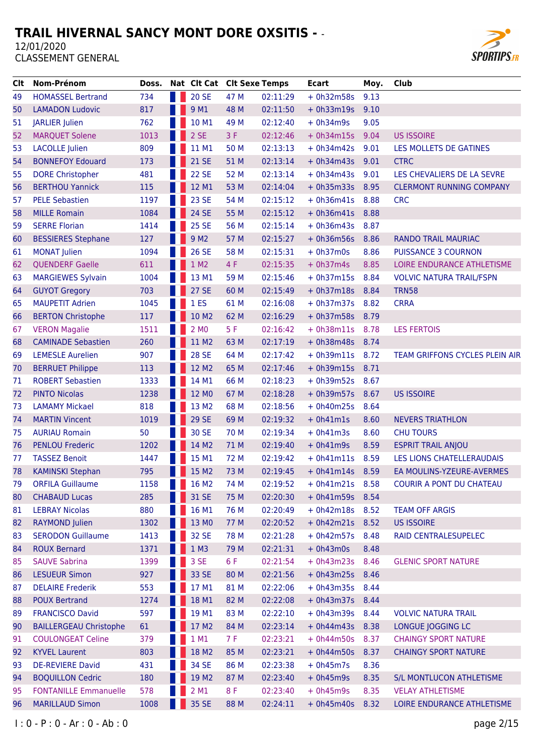# TRAIL HIVERNAL SANCY MONT DORE OXSITIS - -

12/01/2020

CLASSEMENT GENERAL

| Clt | Nom-Prénom | Doss. | Nat | Clt Cat | Clt Sexe | Temps | Ecart | Moy. | Club |
|---|---|---|---|---|---|---|---|---|---|
| 49 | HOMASSEL Bertrand | 734 | | 20 SE | 47 M | 02:11:29 | + 0h32m58s | 9.13 | |
| 50 | LAMADON Ludovic | 817 | | 9 M1 | 48 M | 02:11:50 | + 0h33m19s | 9.10 | |
| 51 | JARLIER Julien | 762 | | 10 M1 | 49 M | 02:12:40 | + 0h34m9s | 9.05 | |
| 52 | MARQUET Solene | 1013 | | 2 SE | 3 F | 02:12:46 | + 0h34m15s | 9.04 | US ISSOIRE |
| 53 | LACOLLE Julien | 809 | | 11 M1 | 50 M | 02:13:13 | + 0h34m42s | 9.01 | LES MOLLETS DE GATINES |
| 54 | BONNEFOY Edouard | 173 | | 21 SE | 51 M | 02:13:14 | + 0h34m43s | 9.01 | CTRC |
| 55 | DORE Christopher | 481 | | 22 SE | 52 M | 02:13:14 | + 0h34m43s | 9.01 | LES CHEVALIERS DE LA SEVRE |
| 56 | BERTHOU Yannick | 115 | | 12 M1 | 53 M | 02:14:04 | + 0h35m33s | 8.95 | CLERMONT RUNNING COMPANY |
| 57 | PELE Sebastien | 1197 | | 23 SE | 54 M | 02:15:12 | + 0h36m41s | 8.88 | CRC |
| 58 | MILLE Romain | 1084 | | 24 SE | 55 M | 02:15:12 | + 0h36m41s | 8.88 | |
| 59 | SERRE Florian | 1414 | | 25 SE | 56 M | 02:15:14 | + 0h36m43s | 8.87 | |
| 60 | BESSIERES Stephane | 127 | | 9 M2 | 57 M | 02:15:27 | + 0h36m56s | 8.86 | RANDO TRAIL MAURIAC |
| 61 | MONAT Julien | 1094 | | 26 SE | 58 M | 02:15:31 | + 0h37m0s | 8.86 | PUISSANCE 3 COURNON |
| 62 | QUENDERF Gaelle | 611 | | 1 M2 | 4 F | 02:15:35 | + 0h37m4s | 8.85 | LOIRE ENDURANCE ATHLETISME |
| 63 | MARGIEWES Sylvain | 1004 | | 13 M1 | 59 M | 02:15:46 | + 0h37m15s | 8.84 | VOLVIC NATURA TRAIL/FSPN |
| 64 | GUYOT Gregory | 703 | | 27 SE | 60 M | 02:15:49 | + 0h37m18s | 8.84 | TRN58 |
| 65 | MAUPETIT Adrien | 1045 | | 1 ES | 61 M | 02:16:08 | + 0h37m37s | 8.82 | CRRA |
| 66 | BERTON Christophe | 117 | | 10 M2 | 62 M | 02:16:29 | + 0h37m58s | 8.79 | |
| 67 | VERON Magalie | 1511 | | 2 M0 | 5 F | 02:16:42 | + 0h38m11s | 8.78 | LES FERTOIS |
| 68 | CAMINADE Sebastien | 260 | | 11 M2 | 63 M | 02:17:19 | + 0h38m48s | 8.74 | |
| 69 | LEMESLE Aurelien | 907 | | 28 SE | 64 M | 02:17:42 | + 0h39m11s | 8.72 | TEAM GRIFFONS CYCLES PLEIN AIR |
| 70 | BERRUET Philippe | 113 | | 12 M2 | 65 M | 02:17:46 | + 0h39m15s | 8.71 | |
| 71 | ROBERT Sebastien | 1333 | | 14 M1 | 66 M | 02:18:23 | + 0h39m52s | 8.67 | |
| 72 | PINTO Nicolas | 1238 | | 12 M0 | 67 M | 02:18:28 | + 0h39m57s | 8.67 | US ISSOIRE |
| 73 | LAMAMY Mickael | 818 | | 13 M2 | 68 M | 02:18:56 | + 0h40m25s | 8.64 | |
| 74 | MARTIN Vincent | 1019 | | 29 SE | 69 M | 02:19:32 | + 0h41m1s | 8.60 | NEVERS TRIATHLON |
| 75 | AURIAU Romain | 50 | | 30 SE | 70 M | 02:19:34 | + 0h41m3s | 8.60 | CHU TOURS |
| 76 | PENLOU Frederic | 1202 | | 14 M2 | 71 M | 02:19:40 | + 0h41m9s | 8.59 | ESPRIT TRAIL ANJOU |
| 77 | TASSEZ Benoit | 1447 | | 15 M1 | 72 M | 02:19:42 | + 0h41m11s | 8.59 | LES LIONS CHATELLERAUDAIS |
| 78 | KAMINSKI Stephan | 795 | | 15 M2 | 73 M | 02:19:45 | + 0h41m14s | 8.59 | EA MOULINS-YZEURE-AVERMES |
| 79 | ORFILA Guillaume | 1158 | | 16 M2 | 74 M | 02:19:52 | + 0h41m21s | 8.58 | COURIR A PONT DU CHATEAU |
| 80 | CHABAUD Lucas | 285 | | 31 SE | 75 M | 02:20:30 | + 0h41m59s | 8.54 | |
| 81 | LEBRAY Nicolas | 880 | | 16 M1 | 76 M | 02:20:49 | + 0h42m18s | 8.52 | TEAM OFF ARGIS |
| 82 | RAYMOND Julien | 1302 | | 13 M0 | 77 M | 02:20:52 | + 0h42m21s | 8.52 | US ISSOIRE |
| 83 | SERODON Guillaume | 1413 | | 32 SE | 78 M | 02:21:28 | + 0h42m57s | 8.48 | RAID CENTRALESUPELEC |
| 84 | ROUX Bernard | 1371 | | 1 M3 | 79 M | 02:21:31 | + 0h43m0s | 8.48 | |
| 85 | SAUVE Sabrina | 1399 | | 3 SE | 6 F | 02:21:54 | + 0h43m23s | 8.46 | GLENIC SPORT NATURE |
| 86 | LESUEUR Simon | 927 | | 33 SE | 80 M | 02:21:56 | + 0h43m25s | 8.46 | |
| 87 | DELAIRE Frederik | 553 | | 17 M1 | 81 M | 02:22:06 | + 0h43m35s | 8.44 | |
| 88 | POUX Bertrand | 1274 | | 18 M1 | 82 M | 02:22:08 | + 0h43m37s | 8.44 | |
| 89 | FRANCISCO David | 597 | | 19 M1 | 83 M | 02:22:10 | + 0h43m39s | 8.44 | VOLVIC NATURA TRAIL |
| 90 | BAILLERGEAU Christophe | 61 | | 17 M2 | 84 M | 02:23:14 | + 0h44m43s | 8.38 | LONGUE JOGGING LC |
| 91 | COULONGEAT Celine | 379 | | 1 M1 | 7 F | 02:23:21 | + 0h44m50s | 8.37 | CHAINGY SPORT NATURE |
| 92 | KYVEL Laurent | 803 | | 18 M2 | 85 M | 02:23:21 | + 0h44m50s | 8.37 | CHAINGY SPORT NATURE |
| 93 | DE-REVIERE David | 431 | | 34 SE | 86 M | 02:23:38 | + 0h45m7s | 8.36 | |
| 94 | BOQUILLON Cedric | 180 | | 19 M2 | 87 M | 02:23:40 | + 0h45m9s | 8.35 | S/L MONTLUCON ATHLETISME |
| 95 | FONTANILLE Emmanuelle | 578 | | 2 M1 | 8 F | 02:23:40 | + 0h45m9s | 8.35 | VELAY ATHLETISME |
| 96 | MARILLAUD Simon | 1008 | | 35 SE | 88 M | 02:24:11 | + 0h45m40s | 8.32 | LOIRE ENDURANCE ATHLETISME |

I : 0 - P : 0 - Ar : 0 - Ab : 0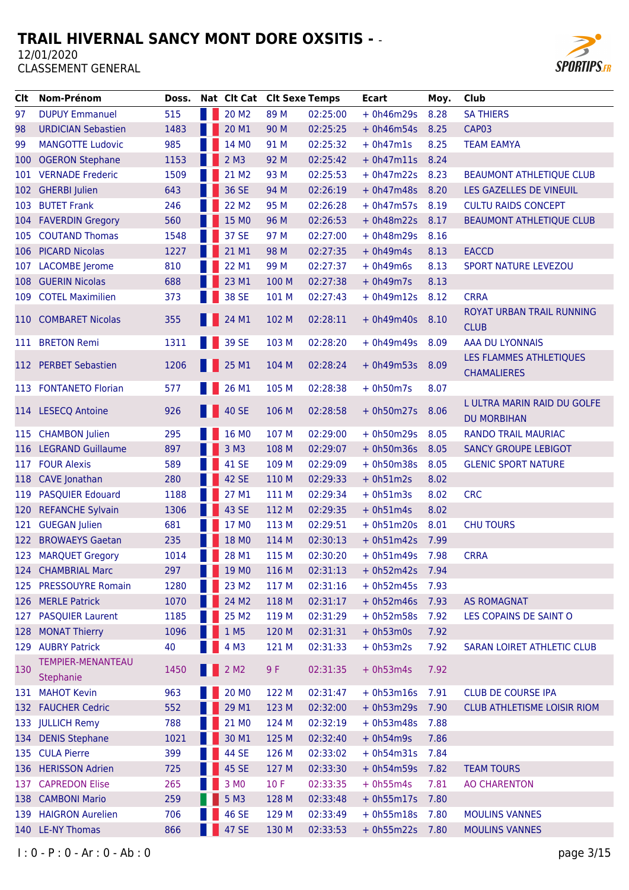# TRAIL HIVERNAL SANCY MONT DORE OXSITIS - -

12/01/2020

CLASSEMENT GENERAL

| Clt | Nom-Prénom | Doss. | Nat | Clt Cat | Clt Sexe | Temps | Ecart | Moy. | Club |
|---|---|---|---|---|---|---|---|---|---|
| 97 | DUPUY Emmanuel | 515 | | 20 M2 | 89 M | 02:25:00 | + 0h46m29s | 8.28 | SA THIERS |
| 98 | URDICIAN Sebastien | 1483 | | 20 M1 | 90 M | 02:25:25 | + 0h46m54s | 8.25 | CAP03 |
| 99 | MANGOTTE Ludovic | 985 | | 14 M0 | 91 M | 02:25:32 | + 0h47m1s | 8.25 | TEAM EAMYA |
| 100 | OGERON Stephane | 1153 | | 2 M3 | 92 M | 02:25:42 | + 0h47m11s | 8.24 | |
| 101 | VERNADE Frederic | 1509 | | 21 M2 | 93 M | 02:25:53 | + 0h47m22s | 8.23 | BEAUMONT ATHLETIQUE CLUB |
| 102 | GHERBI Julien | 643 | | 36 SE | 94 M | 02:26:19 | + 0h47m48s | 8.20 | LES GAZELLES DE VINEUIL |
| 103 | BUTET Frank | 246 | | 22 M2 | 95 M | 02:26:28 | + 0h47m57s | 8.19 | CULTU RAIDS CONCEPT |
| 104 | FAVERDIN Gregory | 560 | | 15 M0 | 96 M | 02:26:53 | + 0h48m22s | 8.17 | BEAUMONT ATHLETIQUE CLUB |
| 105 | COUTAND Thomas | 1548 | | 37 SE | 97 M | 02:27:00 | + 0h48m29s | 8.16 | |
| 106 | PICARD Nicolas | 1227 | | 21 M1 | 98 M | 02:27:35 | + 0h49m4s | 8.13 | EACCD |
| 107 | LACOMBE Jerome | 810 | | 22 M1 | 99 M | 02:27:37 | + 0h49m6s | 8.13 | SPORT NATURE LEVEZOU |
| 108 | GUERIN Nicolas | 688 | | 23 M1 | 100 M | 02:27:38 | + 0h49m7s | 8.13 | |
| 109 | COTEL Maximilien | 373 | | 38 SE | 101 M | 02:27:43 | + 0h49m12s | 8.12 | CRRA |
| 110 | COMBARET Nicolas | 355 | | 24 M1 | 102 M | 02:28:11 | + 0h49m40s | 8.10 | ROYAT URBAN TRAIL RUNNING CLUB |
| 111 | BRETON Remi | 1311 | | 39 SE | 103 M | 02:28:20 | + 0h49m49s | 8.09 | AAA DU LYONNAIS |
| 112 | PERBET Sebastien | 1206 | | 25 M1 | 104 M | 02:28:24 | + 0h49m53s | 8.09 | LES FLAMMES ATHLETIQUES CHAMALIERES |
| 113 | FONTANETO Florian | 577 | | 26 M1 | 105 M | 02:28:38 | + 0h50m7s | 8.07 | |
| 114 | LESECQ Antoine | 926 | | 40 SE | 106 M | 02:28:58 | + 0h50m27s | 8.06 | L ULTRA MARIN RAID DU GOLFE DU MORBIHAN |
| 115 | CHAMBON Julien | 295 | | 16 M0 | 107 M | 02:29:00 | + 0h50m29s | 8.05 | RANDO TRAIL MAURIAC |
| 116 | LEGRAND Guillaume | 897 | | 3 M3 | 108 M | 02:29:07 | + 0h50m36s | 8.05 | SANCY GROUPE LEBIGOT |
| 117 | FOUR Alexis | 589 | | 41 SE | 109 M | 02:29:09 | + 0h50m38s | 8.05 | GLENIC SPORT NATURE |
| 118 | CAVE Jonathan | 280 | | 42 SE | 110 M | 02:29:33 | + 0h51m2s | 8.02 | |
| 119 | PASQUIER Edouard | 1188 | | 27 M1 | 111 M | 02:29:34 | + 0h51m3s | 8.02 | CRC |
| 120 | REFANCHE Sylvain | 1306 | | 43 SE | 112 M | 02:29:35 | + 0h51m4s | 8.02 | |
| 121 | GUEGAN Julien | 681 | | 17 M0 | 113 M | 02:29:51 | + 0h51m20s | 8.01 | CHU TOURS |
| 122 | BROWAEYS Gaetan | 235 | | 18 M0 | 114 M | 02:30:13 | + 0h51m42s | 7.99 | |
| 123 | MARQUET Gregory | 1014 | | 28 M1 | 115 M | 02:30:20 | + 0h51m49s | 7.98 | CRRA |
| 124 | CHAMBRIAL Marc | 297 | | 19 M0 | 116 M | 02:31:13 | + 0h52m42s | 7.94 | |
| 125 | PRESSOUYRE Romain | 1280 | | 23 M2 | 117 M | 02:31:16 | + 0h52m45s | 7.93 | |
| 126 | MERLE Patrick | 1070 | | 24 M2 | 118 M | 02:31:17 | + 0h52m46s | 7.93 | AS ROMAGNAT |
| 127 | PASQUIER Laurent | 1185 | | 25 M2 | 119 M | 02:31:29 | + 0h52m58s | 7.92 | LES COPAINS DE SAINT O |
| 128 | MONAT Thierry | 1096 | | 1 M5 | 120 M | 02:31:31 | + 0h53m0s | 7.92 | |
| 129 | AUBRY Patrick | 40 | | 4 M3 | 121 M | 02:31:33 | + 0h53m2s | 7.92 | SARAN LOIRET ATHLETIC CLUB |
| 130 | TEMPIER-MENANTEAU Stephanie | 1450 | | 2 M2 | 9 F | 02:31:35 | + 0h53m4s | 7.92 | |
| 131 | MAHOT Kevin | 963 | | 20 M0 | 122 M | 02:31:47 | + 0h53m16s | 7.91 | CLUB DE COURSE IPA |
| 132 | FAUCHER Cedric | 552 | | 29 M1 | 123 M | 02:32:00 | + 0h53m29s | 7.90 | CLUB ATHLETISME LOISIR RIOM |
| 133 | JULLICH Remy | 788 | | 21 M0 | 124 M | 02:32:19 | + 0h53m48s | 7.88 | |
| 134 | DENIS Stephane | 1021 | | 30 M1 | 125 M | 02:32:40 | + 0h54m9s | 7.86 | |
| 135 | CULA Pierre | 399 | | 44 SE | 126 M | 02:33:02 | + 0h54m31s | 7.84 | |
| 136 | HERISSON Adrien | 725 | | 45 SE | 127 M | 02:33:30 | + 0h54m59s | 7.82 | TEAM TOURS |
| 137 | CAPREDON Elise | 265 | | 3 M0 | 10 F | 02:33:35 | + 0h55m4s | 7.81 | AO CHARENTON |
| 138 | CAMBONI Mario | 259 | | 5 M3 | 128 M | 02:33:48 | + 0h55m17s | 7.80 | |
| 139 | HAIGRON Aurelien | 706 | | 46 SE | 129 M | 02:33:49 | + 0h55m18s | 7.80 | MOULINS VANNES |
| 140 | LE-NY Thomas | 866 | | 47 SE | 130 M | 02:33:53 | + 0h55m22s | 7.80 | MOULINS VANNES |

I : 0 - P : 0 - Ar : 0 - Ab : 0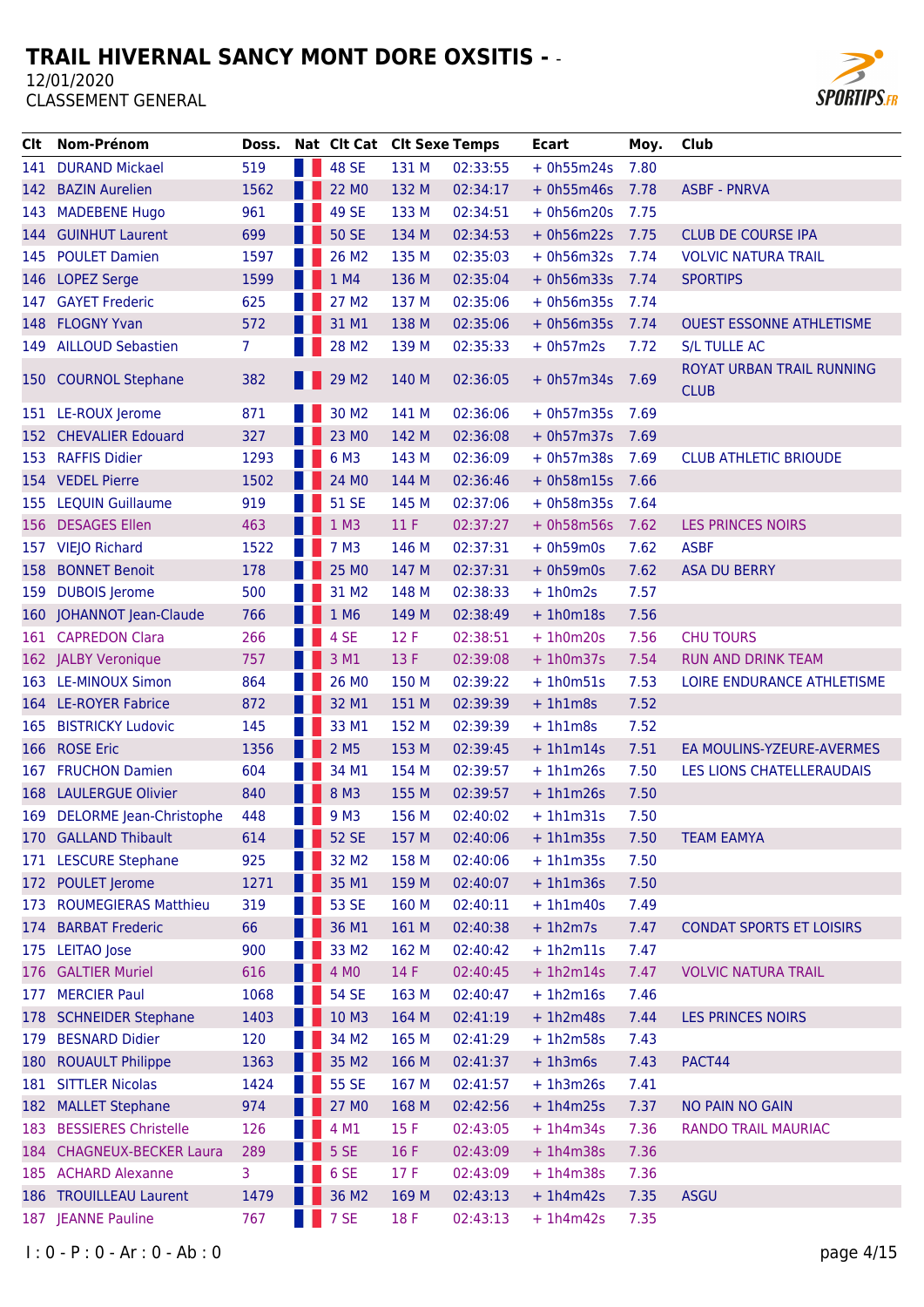# TRAIL HIVERNAL SANCY MONT DORE OXSITIS - -

12/01/2020

CLASSEMENT GENERAL

| Clt | Nom-Prénom | Doss. | Nat | Clt Cat | Clt Sexe | Temps | Ecart | Moy. | Club |
|---|---|---|---|---|---|---|---|---|---|
| 141 | DURAND Mickael | 519 | | 48 SE | 131 M | 02:33:55 | + 0h55m24s | 7.80 | |
| 142 | BAZIN Aurelien | 1562 | | 22 M0 | 132 M | 02:34:17 | + 0h55m46s | 7.78 | ASBF - PNRVA |
| 143 | MADEBENE Hugo | 961 | | 49 SE | 133 M | 02:34:51 | + 0h56m20s | 7.75 | |
| 144 | GUINHUT Laurent | 699 | | 50 SE | 134 M | 02:34:53 | + 0h56m22s | 7.75 | CLUB DE COURSE IPA |
| 145 | POULET Damien | 1597 | | 26 M2 | 135 M | 02:35:03 | + 0h56m32s | 7.74 | VOLVIC NATURA TRAIL |
| 146 | LOPEZ Serge | 1599 | | 1 M4 | 136 M | 02:35:04 | + 0h56m33s | 7.74 | SPORTIPS |
| 147 | GAYET Frederic | 625 | | 27 M2 | 137 M | 02:35:06 | + 0h56m35s | 7.74 | |
| 148 | FLOGNY Yvan | 572 | | 31 M1 | 138 M | 02:35:06 | + 0h56m35s | 7.74 | OUEST ESSONNE ATHLETISME |
| 149 | AILLOUD Sebastien | 7 | | 28 M2 | 139 M | 02:35:33 | + 0h57m2s | 7.72 | S/L TULLE AC |
| 150 | COURNOL Stephane | 382 | | 29 M2 | 140 M | 02:36:05 | + 0h57m34s | 7.69 | ROYAT URBAN TRAIL RUNNING CLUB |
| 151 | LE-ROUX Jerome | 871 | | 30 M2 | 141 M | 02:36:06 | + 0h57m35s | 7.69 | |
| 152 | CHEVALIER Edouard | 327 | | 23 M0 | 142 M | 02:36:08 | + 0h57m37s | 7.69 | |
| 153 | RAFFIS Didier | 1293 | | 6 M3 | 143 M | 02:36:09 | + 0h57m38s | 7.69 | CLUB ATHLETIC BRIOUDE |
| 154 | VEDEL Pierre | 1502 | | 24 M0 | 144 M | 02:36:46 | + 0h58m15s | 7.66 | |
| 155 | LEQUIN Guillaume | 919 | | 51 SE | 145 M | 02:37:06 | + 0h58m35s | 7.64 | |
| 156 | DESAGES Ellen | 463 | | 1 M3 | 11 F | 02:37:27 | + 0h58m56s | 7.62 | LES PRINCES NOIRS |
| 157 | VIEJO Richard | 1522 | | 7 M3 | 146 M | 02:37:31 | + 0h59m0s | 7.62 | ASBF |
| 158 | BONNET Benoit | 178 | | 25 M0 | 147 M | 02:37:31 | + 0h59m0s | 7.62 | ASA DU BERRY |
| 159 | DUBOIS Jerome | 500 | | 31 M2 | 148 M | 02:38:33 | + 1h0m2s | 7.57 | |
| 160 | JOHANNOT Jean-Claude | 766 | | 1 M6 | 149 M | 02:38:49 | + 1h0m18s | 7.56 | |
| 161 | CAPREDON Clara | 266 | | 4 SE | 12 F | 02:38:51 | + 1h0m20s | 7.56 | CHU TOURS |
| 162 | JALBY Veronique | 757 | | 3 M1 | 13 F | 02:39:08 | + 1h0m37s | 7.54 | RUN AND DRINK TEAM |
| 163 | LE-MINOUX Simon | 864 | | 26 M0 | 150 M | 02:39:22 | + 1h0m51s | 7.53 | LOIRE ENDURANCE ATHLETISME |
| 164 | LE-ROYER Fabrice | 872 | | 32 M1 | 151 M | 02:39:39 | + 1h1m8s | 7.52 | |
| 165 | BISTRICKY Ludovic | 145 | | 33 M1 | 152 M | 02:39:39 | + 1h1m8s | 7.52 | |
| 166 | ROSE Eric | 1356 | | 2 M5 | 153 M | 02:39:45 | + 1h1m14s | 7.51 | EA MOULINS-YZEURE-AVERMES |
| 167 | FRUCHON Damien | 604 | | 34 M1 | 154 M | 02:39:57 | + 1h1m26s | 7.50 | LES LIONS CHATELLERAUDAIS |
| 168 | LAULERGUE Olivier | 840 | | 8 M3 | 155 M | 02:39:57 | + 1h1m26s | 7.50 | |
| 169 | DELORME Jean-Christophe | 448 | | 9 M3 | 156 M | 02:40:02 | + 1h1m31s | 7.50 | |
| 170 | GALLAND Thibault | 614 | | 52 SE | 157 M | 02:40:06 | + 1h1m35s | 7.50 | TEAM EAMYA |
| 171 | LESCURE Stephane | 925 | | 32 M2 | 158 M | 02:40:06 | + 1h1m35s | 7.50 | |
| 172 | POULET Jerome | 1271 | | 35 M1 | 159 M | 02:40:07 | + 1h1m36s | 7.50 | |
| 173 | ROUMEGIERAS Matthieu | 319 | | 53 SE | 160 M | 02:40:11 | + 1h1m40s | 7.49 | |
| 174 | BARBAT Frederic | 66 | | 36 M1 | 161 M | 02:40:38 | + 1h2m7s | 7.47 | CONDAT SPORTS ET LOISIRS |
| 175 | LEITAO Jose | 900 | | 33 M2 | 162 M | 02:40:42 | + 1h2m11s | 7.47 | |
| 176 | GALTIER Muriel | 616 | | 4 M0 | 14 F | 02:40:45 | + 1h2m14s | 7.47 | VOLVIC NATURA TRAIL |
| 177 | MERCIER Paul | 1068 | | 54 SE | 163 M | 02:40:47 | + 1h2m16s | 7.46 | |
| 178 | SCHNEIDER Stephane | 1403 | | 10 M3 | 164 M | 02:41:19 | + 1h2m48s | 7.44 | LES PRINCES NOIRS |
| 179 | BESNARD Didier | 120 | | 34 M2 | 165 M | 02:41:29 | + 1h2m58s | 7.43 | |
| 180 | ROUAULT Philippe | 1363 | | 35 M2 | 166 M | 02:41:37 | + 1h3m6s | 7.43 | PACT44 |
| 181 | SITTLER Nicolas | 1424 | | 55 SE | 167 M | 02:41:57 | + 1h3m26s | 7.41 | |
| 182 | MALLET Stephane | 974 | | 27 M0 | 168 M | 02:42:56 | + 1h4m25s | 7.37 | NO PAIN NO GAIN |
| 183 | BESSIERES Christelle | 126 | | 4 M1 | 15 F | 02:43:05 | + 1h4m34s | 7.36 | RANDO TRAIL MAURIAC |
| 184 | CHAGNEUX-BECKER Laura | 289 | | 5 SE | 16 F | 02:43:09 | + 1h4m38s | 7.36 | |
| 185 | ACHARD Alexanne | 3 | | 6 SE | 17 F | 02:43:09 | + 1h4m38s | 7.36 | |
| 186 | TROUILLEAU Laurent | 1479 | | 36 M2 | 169 M | 02:43:13 | + 1h4m42s | 7.35 | ASGU |
| 187 | JEANNE Pauline | 767 | | 7 SE | 18 F | 02:43:13 | + 1h4m42s | 7.35 | |

I : 0 - P : 0 - Ar : 0 - Ab : 0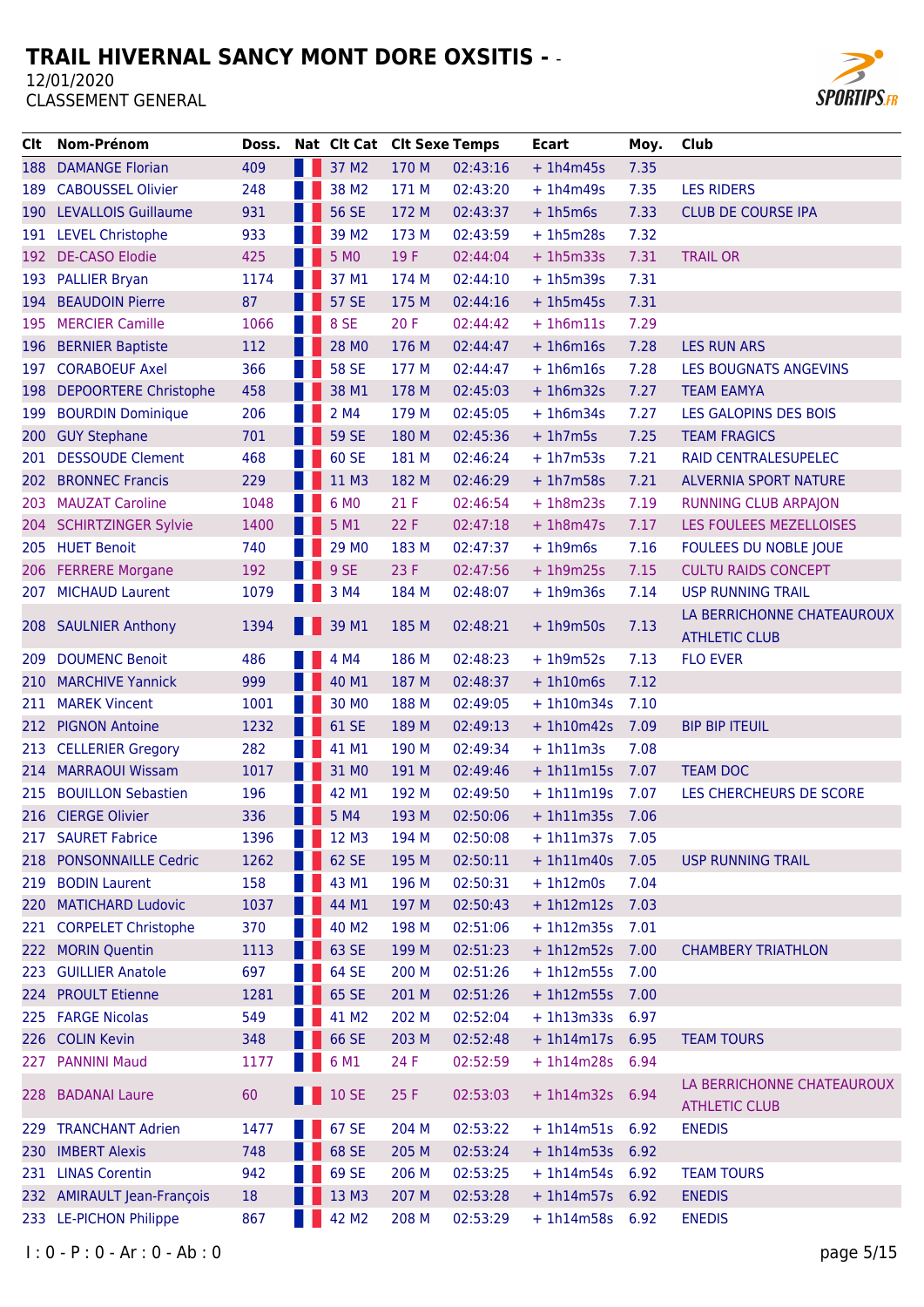# TRAIL HIVERNAL SANCY MONT DORE OXSITIS - -

12/01/2020

CLASSEMENT GENERAL

| Clt | Nom-Prénom | Doss. | Nat | Clt Cat | Clt Sexe | Temps | Ecart | Moy. | Club |
|---|---|---|---|---|---|---|---|---|---|
| 188 | DAMANGE Florian | 409 | | 37 M2 | 170 M | 02:43:16 | + 1h4m45s | 7.35 | |
| 189 | CABOUSSEL Olivier | 248 | | 38 M2 | 171 M | 02:43:20 | + 1h4m49s | 7.35 | LES RIDERS |
| 190 | LEVALLOIS Guillaume | 931 | | 56 SE | 172 M | 02:43:37 | + 1h5m6s | 7.33 | CLUB DE COURSE IPA |
| 191 | LEVEL Christophe | 933 | | 39 M2 | 173 M | 02:43:59 | + 1h5m28s | 7.32 | |
| 192 | DE-CASO Elodie | 425 | | 5 M0 | 19 F | 02:44:04 | + 1h5m33s | 7.31 | TRAIL OR |
| 193 | PALLIER Bryan | 1174 | | 37 M1 | 174 M | 02:44:10 | + 1h5m39s | 7.31 | |
| 194 | BEAUDOIN Pierre | 87 | | 57 SE | 175 M | 02:44:16 | + 1h5m45s | 7.31 | |
| 195 | MERCIER Camille | 1066 | | 8 SE | 20 F | 02:44:42 | + 1h6m11s | 7.29 | |
| 196 | BERNIER Baptiste | 112 | | 28 M0 | 176 M | 02:44:47 | + 1h6m16s | 7.28 | LES RUN ARS |
| 197 | CORABOEUF Axel | 366 | | 58 SE | 177 M | 02:44:47 | + 1h6m16s | 7.28 | LES BOUGNATS ANGEVINS |
| 198 | DEPOORTERE Christophe | 458 | | 38 M1 | 178 M | 02:45:03 | + 1h6m32s | 7.27 | TEAM EAMYA |
| 199 | BOURDIN Dominique | 206 | | 2 M4 | 179 M | 02:45:05 | + 1h6m34s | 7.27 | LES GALOPINS DES BOIS |
| 200 | GUY Stephane | 701 | | 59 SE | 180 M | 02:45:36 | + 1h7m5s | 7.25 | TEAM FRAGICS |
| 201 | DESSOUDE Clement | 468 | | 60 SE | 181 M | 02:46:24 | + 1h7m53s | 7.21 | RAID CENTRALESUPELEC |
| 202 | BRONNEC Francis | 229 | | 11 M3 | 182 M | 02:46:29 | + 1h7m58s | 7.21 | ALVERNIA SPORT NATURE |
| 203 | MAUZAT Caroline | 1048 | | 6 M0 | 21 F | 02:46:54 | + 1h8m23s | 7.19 | RUNNING CLUB ARPAJON |
| 204 | SCHIRTZINGER Sylvie | 1400 | | 5 M1 | 22 F | 02:47:18 | + 1h8m47s | 7.17 | LES FOULEES MEZELLOISES |
| 205 | HUET Benoit | 740 | | 29 M0 | 183 M | 02:47:37 | + 1h9m6s | 7.16 | FOULEES DU NOBLE JOUE |
| 206 | FERRERE Morgane | 192 | | 9 SE | 23 F | 02:47:56 | + 1h9m25s | 7.15 | CULTU RAIDS CONCEPT |
| 207 | MICHAUD Laurent | 1079 | | 3 M4 | 184 M | 02:48:07 | + 1h9m36s | 7.14 | USP RUNNING TRAIL |
| 208 | SAULNIER Anthony | 1394 | | 39 M1 | 185 M | 02:48:21 | + 1h9m50s | 7.13 | LA BERRICHONNE CHATEAUROUX ATHLETIC CLUB |
| 209 | DOUMENC Benoit | 486 | | 4 M4 | 186 M | 02:48:23 | + 1h9m52s | 7.13 | FLO EVER |
| 210 | MARCHIVE Yannick | 999 | | 40 M1 | 187 M | 02:48:37 | + 1h10m6s | 7.12 | |
| 211 | MAREK Vincent | 1001 | | 30 M0 | 188 M | 02:49:05 | + 1h10m34s | 7.10 | |
| 212 | PIGNON Antoine | 1232 | | 61 SE | 189 M | 02:49:13 | + 1h10m42s | 7.09 | BIP BIP ITEUIL |
| 213 | CELLERIER Gregory | 282 | | 41 M1 | 190 M | 02:49:34 | + 1h11m3s | 7.08 | |
| 214 | MARRAOUI Wissam | 1017 | | 31 M0 | 191 M | 02:49:46 | + 1h11m15s | 7.07 | TEAM DOC |
| 215 | BOUILLON Sebastien | 196 | | 42 M1 | 192 M | 02:49:50 | + 1h11m19s | 7.07 | LES CHERCHEURS DE SCORE |
| 216 | CIERGE Olivier | 336 | | 5 M4 | 193 M | 02:50:06 | + 1h11m35s | 7.06 | |
| 217 | SAURET Fabrice | 1396 | | 12 M3 | 194 M | 02:50:08 | + 1h11m37s | 7.05 | |
| 218 | PONSONNAILLE Cedric | 1262 | | 62 SE | 195 M | 02:50:11 | + 1h11m40s | 7.05 | USP RUNNING TRAIL |
| 219 | BODIN Laurent | 158 | | 43 M1 | 196 M | 02:50:31 | + 1h12m0s | 7.04 | |
| 220 | MATICHARD Ludovic | 1037 | | 44 M1 | 197 M | 02:50:43 | + 1h12m12s | 7.03 | |
| 221 | CORPELET Christophe | 370 | | 40 M2 | 198 M | 02:51:06 | + 1h12m35s | 7.01 | |
| 222 | MORIN Quentin | 1113 | | 63 SE | 199 M | 02:51:23 | + 1h12m52s | 7.00 | CHAMBERY TRIATHLON |
| 223 | GUILLIER Anatole | 697 | | 64 SE | 200 M | 02:51:26 | + 1h12m55s | 7.00 | |
| 224 | PROULT Etienne | 1281 | | 65 SE | 201 M | 02:51:26 | + 1h12m55s | 7.00 | |
| 225 | FARGE Nicolas | 549 | | 41 M2 | 202 M | 02:52:04 | + 1h13m33s | 6.97 | |
| 226 | COLIN Kevin | 348 | | 66 SE | 203 M | 02:52:48 | + 1h14m17s | 6.95 | TEAM TOURS |
| 227 | PANNINI Maud | 1177 | | 6 M1 | 24 F | 02:52:59 | + 1h14m28s | 6.94 | |
| 228 | BADANAI Laure | 60 | | 10 SE | 25 F | 02:53:03 | + 1h14m32s | 6.94 | LA BERRICHONNE CHATEAUROUX ATHLETIC CLUB |
| 229 | TRANCHANT Adrien | 1477 | | 67 SE | 204 M | 02:53:22 | + 1h14m51s | 6.92 | ENEDIS |
| 230 | IMBERT Alexis | 748 | | 68 SE | 205 M | 02:53:24 | + 1h14m53s | 6.92 | |
| 231 | LINAS Corentin | 942 | | 69 SE | 206 M | 02:53:25 | + 1h14m54s | 6.92 | TEAM TOURS |
| 232 | AMIRAULT Jean-François | 18 | | 13 M3 | 207 M | 02:53:28 | + 1h14m57s | 6.92 | ENEDIS |
| 233 | LE-PICHON Philippe | 867 | | 42 M2 | 208 M | 02:53:29 | + 1h14m58s | 6.92 | ENEDIS |

I : 0 - P : 0 - Ar : 0 - Ab : 0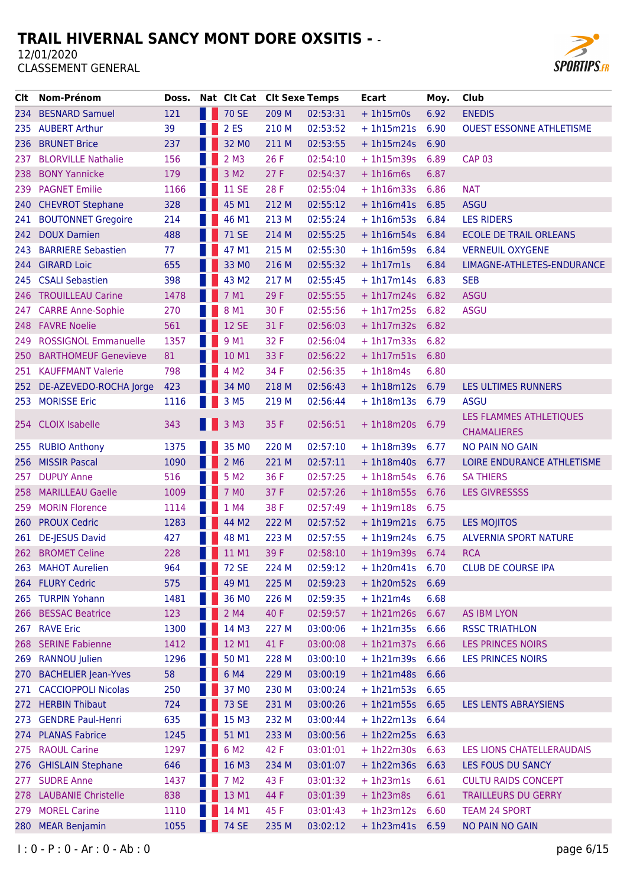# TRAIL HIVERNAL SANCY MONT DORE OXSITIS - -

12/01/2020

CLASSEMENT GENERAL

| Clt | Nom-Prénom | Doss. | Nat | Clt Cat | Clt Sexe | Temps | Ecart | Moy. | Club |
|---|---|---|---|---|---|---|---|---|---|
| 234 | BESNARD Samuel | 121 | | 70 SE | 209 M | 02:53:31 | + 1h15m0s | 6.92 | ENEDIS |
| 235 | AUBERT Arthur | 39 | | 2 ES | 210 M | 02:53:52 | + 1h15m21s | 6.90 | OUEST ESSONNE ATHLETISME |
| 236 | BRUNET Brice | 237 | | 32 M0 | 211 M | 02:53:55 | + 1h15m24s | 6.90 | |
| 237 | BLORVILLE Nathalie | 156 | | 2 M3 | 26 F | 02:54:10 | + 1h15m39s | 6.89 | CAP 03 |
| 238 | BONY Yannicke | 179 | | 3 M2 | 27 F | 02:54:37 | + 1h16m6s | 6.87 | |
| 239 | PAGNET Emilie | 1166 | | 11 SE | 28 F | 02:55:04 | + 1h16m33s | 6.86 | NAT |
| 240 | CHEVROT Stephane | 328 | | 45 M1 | 212 M | 02:55:12 | + 1h16m41s | 6.85 | ASGU |
| 241 | BOUTONNET Gregoire | 214 | | 46 M1 | 213 M | 02:55:24 | + 1h16m53s | 6.84 | LES RIDERS |
| 242 | DOUX Damien | 488 | | 71 SE | 214 M | 02:55:25 | + 1h16m54s | 6.84 | ECOLE DE TRAIL ORLEANS |
| 243 | BARRIERE Sebastien | 77 | | 47 M1 | 215 M | 02:55:30 | + 1h16m59s | 6.84 | VERNEUIL OXYGENE |
| 244 | GIRARD Loic | 655 | | 33 M0 | 216 M | 02:55:32 | + 1h17m1s | 6.84 | LIMAGNE-ATHLETES-ENDURANCE |
| 245 | CSALI Sebastien | 398 | | 43 M2 | 217 M | 02:55:45 | + 1h17m14s | 6.83 | SEB |
| 246 | TROUILLEAU Carine | 1478 | | 7 M1 | 29 F | 02:55:55 | + 1h17m24s | 6.82 | ASGU |
| 247 | CARRE Anne-Sophie | 270 | | 8 M1 | 30 F | 02:55:56 | + 1h17m25s | 6.82 | ASGU |
| 248 | FAVRE Noelie | 561 | | 12 SE | 31 F | 02:56:03 | + 1h17m32s | 6.82 | |
| 249 | ROSSIGNOL Emmanuelle | 1357 | | 9 M1 | 32 F | 02:56:04 | + 1h17m33s | 6.82 | |
| 250 | BARTHOMEUF Genevieve | 81 | | 10 M1 | 33 F | 02:56:22 | + 1h17m51s | 6.80 | |
| 251 | KAUFFMANT Valerie | 798 | | 4 M2 | 34 F | 02:56:35 | + 1h18m4s | 6.80 | |
| 252 | DE-AZEVEDO-ROCHA Jorge | 423 | | 34 M0 | 218 M | 02:56:43 | + 1h18m12s | 6.79 | LES ULTIMES RUNNERS |
| 253 | MORISSE Eric | 1116 | | 3 M5 | 219 M | 02:56:44 | + 1h18m13s | 6.79 | ASGU |
| 254 | CLOIX Isabelle | 343 | | 3 M3 | 35 F | 02:56:51 | + 1h18m20s | 6.79 | LES FLAMMES ATHLETIQUES CHAMALIERES |
| 255 | RUBIO Anthony | 1375 | | 35 M0 | 220 M | 02:57:10 | + 1h18m39s | 6.77 | NO PAIN NO GAIN |
| 256 | MISSIR Pascal | 1090 | | 2 M6 | 221 M | 02:57:11 | + 1h18m40s | 6.77 | LOIRE ENDURANCE ATHLETISME |
| 257 | DUPUY Anne | 516 | | 5 M2 | 36 F | 02:57:25 | + 1h18m54s | 6.76 | SA THIERS |
| 258 | MARILLEAU Gaelle | 1009 | | 7 M0 | 37 F | 02:57:26 | + 1h18m55s | 6.76 | LES GIVRESSSS |
| 259 | MORIN Florence | 1114 | | 1 M4 | 38 F | 02:57:49 | + 1h19m18s | 6.75 | |
| 260 | PROUX Cedric | 1283 | | 44 M2 | 222 M | 02:57:52 | + 1h19m21s | 6.75 | LES MOJITOS |
| 261 | DE-JESUS David | 427 | | 48 M1 | 223 M | 02:57:55 | + 1h19m24s | 6.75 | ALVERNIA SPORT NATURE |
| 262 | BROMET Celine | 228 | | 11 M1 | 39 F | 02:58:10 | + 1h19m39s | 6.74 | RCA |
| 263 | MAHOT Aurelien | 964 | | 72 SE | 224 M | 02:59:12 | + 1h20m41s | 6.70 | CLUB DE COURSE IPA |
| 264 | FLURY Cedric | 575 | | 49 M1 | 225 M | 02:59:23 | + 1h20m52s | 6.69 | |
| 265 | TURPIN Yohann | 1481 | | 36 M0 | 226 M | 02:59:35 | + 1h21m4s | 6.68 | |
| 266 | BESSAC Beatrice | 123 | | 2 M4 | 40 F | 02:59:57 | + 1h21m26s | 6.67 | AS IBM LYON |
| 267 | RAVE Eric | 1300 | | 14 M3 | 227 M | 03:00:06 | + 1h21m35s | 6.66 | RSSC TRIATHLON |
| 268 | SERINE Fabienne | 1412 | | 12 M1 | 41 F | 03:00:08 | + 1h21m37s | 6.66 | LES PRINCES NOIRS |
| 269 | RANNOU Julien | 1296 | | 50 M1 | 228 M | 03:00:10 | + 1h21m39s | 6.66 | LES PRINCES NOIRS |
| 270 | BACHELIER Jean-Yves | 58 | | 6 M4 | 229 M | 03:00:19 | + 1h21m48s | 6.66 | |
| 271 | CACCIOPPOLI Nicolas | 250 | | 37 M0 | 230 M | 03:00:24 | + 1h21m53s | 6.65 | |
| 272 | HERBIN Thibaut | 724 | | 73 SE | 231 M | 03:00:26 | + 1h21m55s | 6.65 | LES LENTS ABRAYSIENS |
| 273 | GENDRE Paul-Henri | 635 | | 15 M3 | 232 M | 03:00:44 | + 1h22m13s | 6.64 | |
| 274 | PLANAS Fabrice | 1245 | | 51 M1 | 233 M | 03:00:56 | + 1h22m25s | 6.63 | |
| 275 | RAOUL Carine | 1297 | | 6 M2 | 42 F | 03:01:01 | + 1h22m30s | 6.63 | LES LIONS CHATELLERAUDAIS |
| 276 | GHISLAIN Stephane | 646 | | 16 M3 | 234 M | 03:01:07 | + 1h22m36s | 6.63 | LES FOUS DU SANCY |
| 277 | SUDRE Anne | 1437 | | 7 M2 | 43 F | 03:01:32 | + 1h23m1s | 6.61 | CULTU RAIDS CONCEPT |
| 278 | LAUBANIE Christelle | 838 | | 13 M1 | 44 F | 03:01:39 | + 1h23m8s | 6.61 | TRAILLEURS DU GERRY |
| 279 | MOREL Carine | 1110 | | 14 M1 | 45 F | 03:01:43 | + 1h23m12s | 6.60 | TEAM 24 SPORT |
| 280 | MEAR Benjamin | 1055 | | 74 SE | 235 M | 03:02:12 | + 1h23m41s | 6.59 | NO PAIN NO GAIN |

I : 0 - P : 0 - Ar : 0 - Ab : 0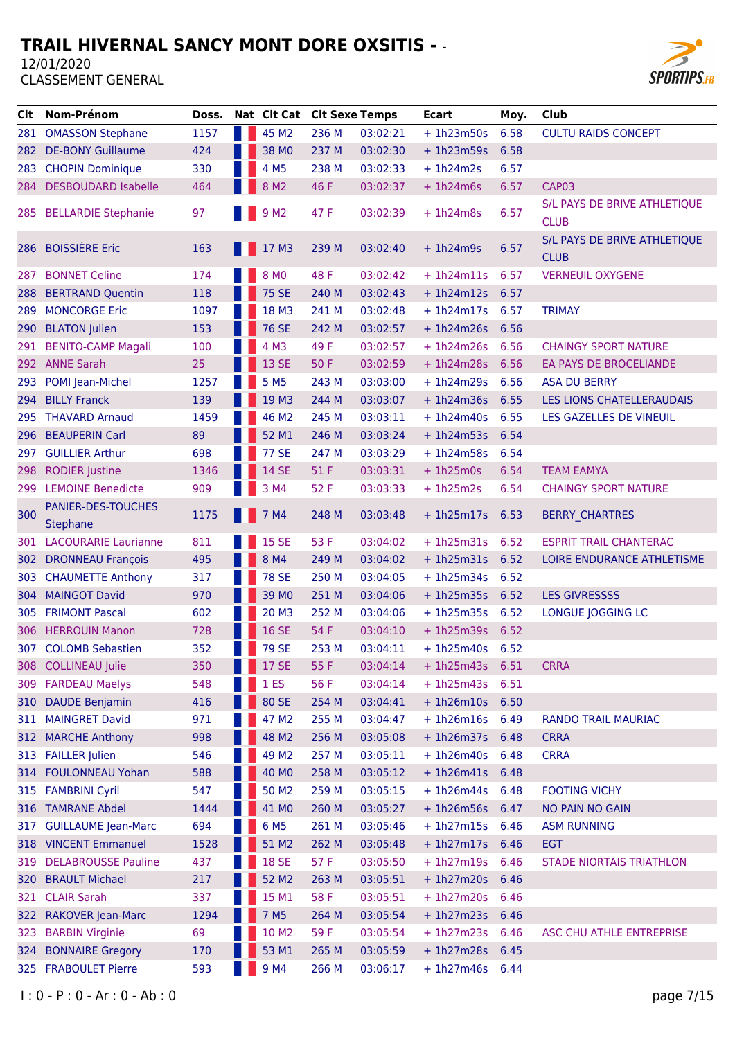# TRAIL HIVERNAL SANCY MONT DORE OXSITIS - -

12/01/2020

CLASSEMENT GENERAL

| Clt | Nom-Prénom | Doss. | Nat | Clt Cat | Clt Sexe | Temps | Ecart | Moy. | Club |
|---|---|---|---|---|---|---|---|---|---|
| 281 | OMASSON Stephane | 1157 | | 45 M2 | 236 M | 03:02:21 | + 1h23m50s | 6.58 | CULTU RAIDS CONCEPT |
| 282 | DE-BONY Guillaume | 424 | | 38 M0 | 237 M | 03:02:30 | + 1h23m59s | 6.58 | |
| 283 | CHOPIN Dominique | 330 | | 4 M5 | 238 M | 03:02:33 | + 1h24m2s | 6.57 | |
| 284 | DESBOUDARD Isabelle | 464 | | 8 M2 | 46 F | 03:02:37 | + 1h24m6s | 6.57 | CAP03 |
| 285 | BELLARDIE Stephanie | 97 | | 9 M2 | 47 F | 03:02:39 | + 1h24m8s | 6.57 | S/L PAYS DE BRIVE ATHLETIQUE CLUB |
| 286 | BOISSIÈRE Eric | 163 | | 17 M3 | 239 M | 03:02:40 | + 1h24m9s | 6.57 | S/L PAYS DE BRIVE ATHLETIQUE CLUB |
| 287 | BONNET Celine | 174 | | 8 M0 | 48 F | 03:02:42 | + 1h24m11s | 6.57 | VERNEUIL OXYGENE |
| 288 | BERTRAND Quentin | 118 | | 75 SE | 240 M | 03:02:43 | + 1h24m12s | 6.57 | |
| 289 | MONCORGE Eric | 1097 | | 18 M3 | 241 M | 03:02:48 | + 1h24m17s | 6.57 | TRIMAY |
| 290 | BLATON Julien | 153 | | 76 SE | 242 M | 03:02:57 | + 1h24m26s | 6.56 | |
| 291 | BENITO-CAMP Magali | 100 | | 4 M3 | 49 F | 03:02:57 | + 1h24m26s | 6.56 | CHAINGY SPORT NATURE |
| 292 | ANNE Sarah | 25 | | 13 SE | 50 F | 03:02:59 | + 1h24m28s | 6.56 | EA PAYS DE BROCELIANDE |
| 293 | POMI Jean-Michel | 1257 | | 5 M5 | 243 M | 03:03:00 | + 1h24m29s | 6.56 | ASA DU BERRY |
| 294 | BILLY Franck | 139 | | 19 M3 | 244 M | 03:03:07 | + 1h24m36s | 6.55 | LES LIONS CHATELLERAUDAIS |
| 295 | THAVARD Arnaud | 1459 | | 46 M2 | 245 M | 03:03:11 | + 1h24m40s | 6.55 | LES GAZELLES DE VINEUIL |
| 296 | BEAUPERIN Carl | 89 | | 52 M1 | 246 M | 03:03:24 | + 1h24m53s | 6.54 | |
| 297 | GUILLIER Arthur | 698 | | 77 SE | 247 M | 03:03:29 | + 1h24m58s | 6.54 | |
| 298 | RODIER Justine | 1346 | | 14 SE | 51 F | 03:03:31 | + 1h25m0s | 6.54 | TEAM EAMYA |
| 299 | LEMOINE Benedicte | 909 | | 3 M4 | 52 F | 03:03:33 | + 1h25m2s | 6.54 | CHAINGY SPORT NATURE |
| 300 | PANIER-DES-TOUCHES Stephane | 1175 | | 7 M4 | 248 M | 03:03:48 | + 1h25m17s | 6.53 | BERRY_CHARTRES |
| 301 | LACOURARIE Laurianne | 811 | | 15 SE | 53 F | 03:04:02 | + 1h25m31s | 6.52 | ESPRIT TRAIL CHANTERAC |
| 302 | DRONNEAU François | 495 | | 8 M4 | 249 M | 03:04:02 | + 1h25m31s | 6.52 | LOIRE ENDURANCE ATHLETISME |
| 303 | CHAUMETTE Anthony | 317 | | 78 SE | 250 M | 03:04:05 | + 1h25m34s | 6.52 | |
| 304 | MAINGOT David | 970 | | 39 M0 | 251 M | 03:04:06 | + 1h25m35s | 6.52 | LES GIVRESSSS |
| 305 | FRIMONT Pascal | 602 | | 20 M3 | 252 M | 03:04:06 | + 1h25m35s | 6.52 | LONGUE JOGGING LC |
| 306 | HERROUIN Manon | 728 | | 16 SE | 54 F | 03:04:10 | + 1h25m39s | 6.52 | |
| 307 | COLOMB Sebastien | 352 | | 79 SE | 253 M | 03:04:11 | + 1h25m40s | 6.52 | |
| 308 | COLLINEAU Julie | 350 | | 17 SE | 55 F | 03:04:14 | + 1h25m43s | 6.51 | CRRA |
| 309 | FARDEAU Maelys | 548 | | 1 ES | 56 F | 03:04:14 | + 1h25m43s | 6.51 | |
| 310 | DAUDE Benjamin | 416 | | 80 SE | 254 M | 03:04:41 | + 1h26m10s | 6.50 | |
| 311 | MAINGRET David | 971 | | 47 M2 | 255 M | 03:04:47 | + 1h26m16s | 6.49 | RANDO TRAIL MAURIAC |
| 312 | MARCHE Anthony | 998 | | 48 M2 | 256 M | 03:05:08 | + 1h26m37s | 6.48 | CRRA |
| 313 | FAILLER Julien | 546 | | 49 M2 | 257 M | 03:05:11 | + 1h26m40s | 6.48 | CRRA |
| 314 | FOULONNEAU Yohan | 588 | | 40 M0 | 258 M | 03:05:12 | + 1h26m41s | 6.48 | |
| 315 | FAMBRINI Cyril | 547 | | 50 M2 | 259 M | 03:05:15 | + 1h26m44s | 6.48 | FOOTING VICHY |
| 316 | TAMRANE Abdel | 1444 | | 41 M0 | 260 M | 03:05:27 | + 1h26m56s | 6.47 | NO PAIN NO GAIN |
| 317 | GUILLAUME Jean-Marc | 694 | | 6 M5 | 261 M | 03:05:46 | + 1h27m15s | 6.46 | ASM RUNNING |
| 318 | VINCENT Emmanuel | 1528 | | 51 M2 | 262 M | 03:05:48 | + 1h27m17s | 6.46 | EGT |
| 319 | DELABROUSSE Pauline | 437 | | 18 SE | 57 F | 03:05:50 | + 1h27m19s | 6.46 | STADE NIORTAIS TRIATHLON |
| 320 | BRAULT Michael | 217 | | 52 M2 | 263 M | 03:05:51 | + 1h27m20s | 6.46 | |
| 321 | CLAIR Sarah | 337 | | 15 M1 | 58 F | 03:05:51 | + 1h27m20s | 6.46 | |
| 322 | RAKOVER Jean-Marc | 1294 | | 7 M5 | 264 M | 03:05:54 | + 1h27m23s | 6.46 | |
| 323 | BARBIN Virginie | 69 | | 10 M2 | 59 F | 03:05:54 | + 1h27m23s | 6.46 | ASC CHU ATHLE ENTREPRISE |
| 324 | BONNAIRE Gregory | 170 | | 53 M1 | 265 M | 03:05:59 | + 1h27m28s | 6.45 | |
| 325 | FRABOULET Pierre | 593 | | 9 M4 | 266 M | 03:06:17 | + 1h27m46s | 6.44 | |

I : 0 - P : 0 - Ar : 0 - Ab : 0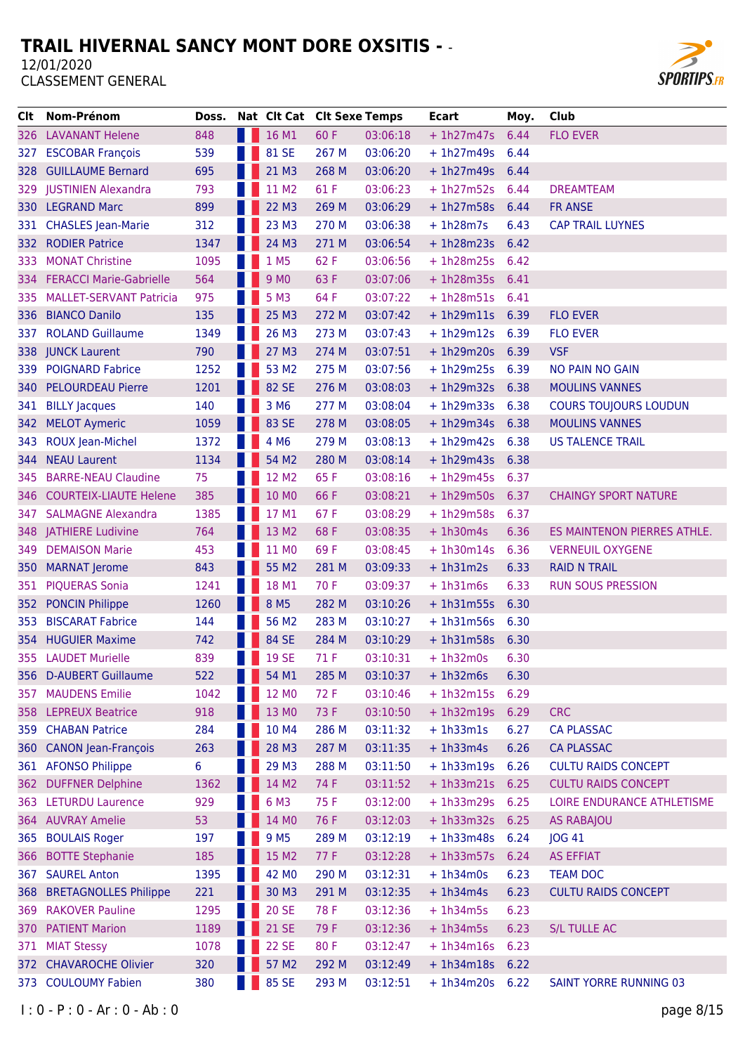# TRAIL HIVERNAL SANCY MONT DORE OXSITIS - -

12/01/2020

CLASSEMENT GENERAL

| Clt | Nom-Prénom | Doss. | Nat | Clt Cat | Clt Sexe | Temps | Ecart | Moy. | Club |
|---|---|---|---|---|---|---|---|---|---|
| 326 | LAVANANT Helene | 848 | | 16 M1 | 60 F | 03:06:18 | + 1h27m47s | 6.44 | FLO EVER |
| 327 | ESCOBAR François | 539 | | 81 SE | 267 M | 03:06:20 | + 1h27m49s | 6.44 | |
| 328 | GUILLAUME Bernard | 695 | | 21 M3 | 268 M | 03:06:20 | + 1h27m49s | 6.44 | |
| 329 | JUSTINIEN Alexandra | 793 | | 11 M2 | 61 F | 03:06:23 | + 1h27m52s | 6.44 | DREAMTEAM |
| 330 | LEGRAND Marc | 899 | | 22 M3 | 269 M | 03:06:29 | + 1h27m58s | 6.44 | FR ANSE |
| 331 | CHASLES Jean-Marie | 312 | | 23 M3 | 270 M | 03:06:38 | + 1h28m7s | 6.43 | CAP TRAIL LUYNES |
| 332 | RODIER Patrice | 1347 | | 24 M3 | 271 M | 03:06:54 | + 1h28m23s | 6.42 | |
| 333 | MONAT Christine | 1095 | | 1 M5 | 62 F | 03:06:56 | + 1h28m25s | 6.42 | |
| 334 | FERACCI Marie-Gabrielle | 564 | | 9 M0 | 63 F | 03:07:06 | + 1h28m35s | 6.41 | |
| 335 | MALLET-SERVANT Patricia | 975 | | 5 M3 | 64 F | 03:07:22 | + 1h28m51s | 6.41 | |
| 336 | BIANCO Danilo | 135 | | 25 M3 | 272 M | 03:07:42 | + 1h29m11s | 6.39 | FLO EVER |
| 337 | ROLAND Guillaume | 1349 | | 26 M3 | 273 M | 03:07:43 | + 1h29m12s | 6.39 | FLO EVER |
| 338 | JUNCK Laurent | 790 | | 27 M3 | 274 M | 03:07:51 | + 1h29m20s | 6.39 | VSF |
| 339 | POIGNARD Fabrice | 1252 | | 53 M2 | 275 M | 03:07:56 | + 1h29m25s | 6.39 | NO PAIN NO GAIN |
| 340 | PELOURDEAU Pierre | 1201 | | 82 SE | 276 M | 03:08:03 | + 1h29m32s | 6.38 | MOULINS VANNES |
| 341 | BILLY Jacques | 140 | | 3 M6 | 277 M | 03:08:04 | + 1h29m33s | 6.38 | COURS TOUJOURS LOUDUN |
| 342 | MELOT Aymeric | 1059 | | 83 SE | 278 M | 03:08:05 | + 1h29m34s | 6.38 | MOULINS VANNES |
| 343 | ROUX Jean-Michel | 1372 | | 4 M6 | 279 M | 03:08:13 | + 1h29m42s | 6.38 | US TALENCE TRAIL |
| 344 | NEAU Laurent | 1134 | | 54 M2 | 280 M | 03:08:14 | + 1h29m43s | 6.38 | |
| 345 | BARRE-NEAU Claudine | 75 | | 12 M2 | 65 F | 03:08:16 | + 1h29m45s | 6.37 | |
| 346 | COURTEIX-LIAUTE Helene | 385 | | 10 M0 | 66 F | 03:08:21 | + 1h29m50s | 6.37 | CHAINGY SPORT NATURE |
| 347 | SALMAGNE Alexandra | 1385 | | 17 M1 | 67 F | 03:08:29 | + 1h29m58s | 6.37 | |
| 348 | JATHIERE Ludivine | 764 | | 13 M2 | 68 F | 03:08:35 | + 1h30m4s | 6.36 | ES MAINTENON PIERRES ATHLE. |
| 349 | DEMAISON Marie | 453 | | 11 M0 | 69 F | 03:08:45 | + 1h30m14s | 6.36 | VERNEUIL OXYGENE |
| 350 | MARNAT Jerome | 843 | | 55 M2 | 281 M | 03:09:33 | + 1h31m2s | 6.33 | RAID N TRAIL |
| 351 | PIQUERAS Sonia | 1241 | | 18 M1 | 70 F | 03:09:37 | + 1h31m6s | 6.33 | RUN SOUS PRESSION |
| 352 | PONCIN Philippe | 1260 | | 8 M5 | 282 M | 03:10:26 | + 1h31m55s | 6.30 | |
| 353 | BISCARAT Fabrice | 144 | | 56 M2 | 283 M | 03:10:27 | + 1h31m56s | 6.30 | |
| 354 | HUGUIER Maxime | 742 | | 84 SE | 284 M | 03:10:29 | + 1h31m58s | 6.30 | |
| 355 | LAUDET Murielle | 839 | | 19 SE | 71 F | 03:10:31 | + 1h32m0s | 6.30 | |
| 356 | D-AUBERT Guillaume | 522 | | 54 M1 | 285 M | 03:10:37 | + 1h32m6s | 6.30 | |
| 357 | MAUDENS Emilie | 1042 | | 12 M0 | 72 F | 03:10:46 | + 1h32m15s | 6.29 | |
| 358 | LEPREUX Beatrice | 918 | | 13 M0 | 73 F | 03:10:50 | + 1h32m19s | 6.29 | CRC |
| 359 | CHABAN Patrice | 284 | | 10 M4 | 286 M | 03:11:32 | + 1h33m1s | 6.27 | CA PLASSAC |
| 360 | CANON Jean-François | 263 | | 28 M3 | 287 M | 03:11:35 | + 1h33m4s | 6.26 | CA PLASSAC |
| 361 | AFONSO Philippe | 6 | | 29 M3 | 288 M | 03:11:50 | + 1h33m19s | 6.26 | CULTU RAIDS CONCEPT |
| 362 | DUFFNER Delphine | 1362 | | 14 M2 | 74 F | 03:11:52 | + 1h33m21s | 6.25 | CULTU RAIDS CONCEPT |
| 363 | LETURDU Laurence | 929 | | 6 M3 | 75 F | 03:12:00 | + 1h33m29s | 6.25 | LOIRE ENDURANCE ATHLETISME |
| 364 | AUVRAY Amelie | 53 | | 14 M0 | 76 F | 03:12:03 | + 1h33m32s | 6.25 | AS RABAJOU |
| 365 | BOULAIS Roger | 197 | | 9 M5 | 289 M | 03:12:19 | + 1h33m48s | 6.24 | JOG 41 |
| 366 | BOTTE Stephanie | 185 | | 15 M2 | 77 F | 03:12:28 | + 1h33m57s | 6.24 | AS EFFIAT |
| 367 | SAUREL Anton | 1395 | | 42 M0 | 290 M | 03:12:31 | + 1h34m0s | 6.23 | TEAM DOC |
| 368 | BRETAGNOLLES Philippe | 221 | | 30 M3 | 291 M | 03:12:35 | + 1h34m4s | 6.23 | CULTU RAIDS CONCEPT |
| 369 | RAKOVER Pauline | 1295 | | 20 SE | 78 F | 03:12:36 | + 1h34m5s | 6.23 | |
| 370 | PATIENT Marion | 1189 | | 21 SE | 79 F | 03:12:36 | + 1h34m5s | 6.23 | S/L TULLE AC |
| 371 | MIAT Stessy | 1078 | | 22 SE | 80 F | 03:12:47 | + 1h34m16s | 6.23 | |
| 372 | CHAVAROCHE Olivier | 320 | | 57 M2 | 292 M | 03:12:49 | + 1h34m18s | 6.22 | |
| 373 | COULOUMY Fabien | 380 | | 85 SE | 293 M | 03:12:51 | + 1h34m20s | 6.22 | SAINT YORRE RUNNING 03 |

I : 0 - P : 0 - Ar : 0 - Ab : 0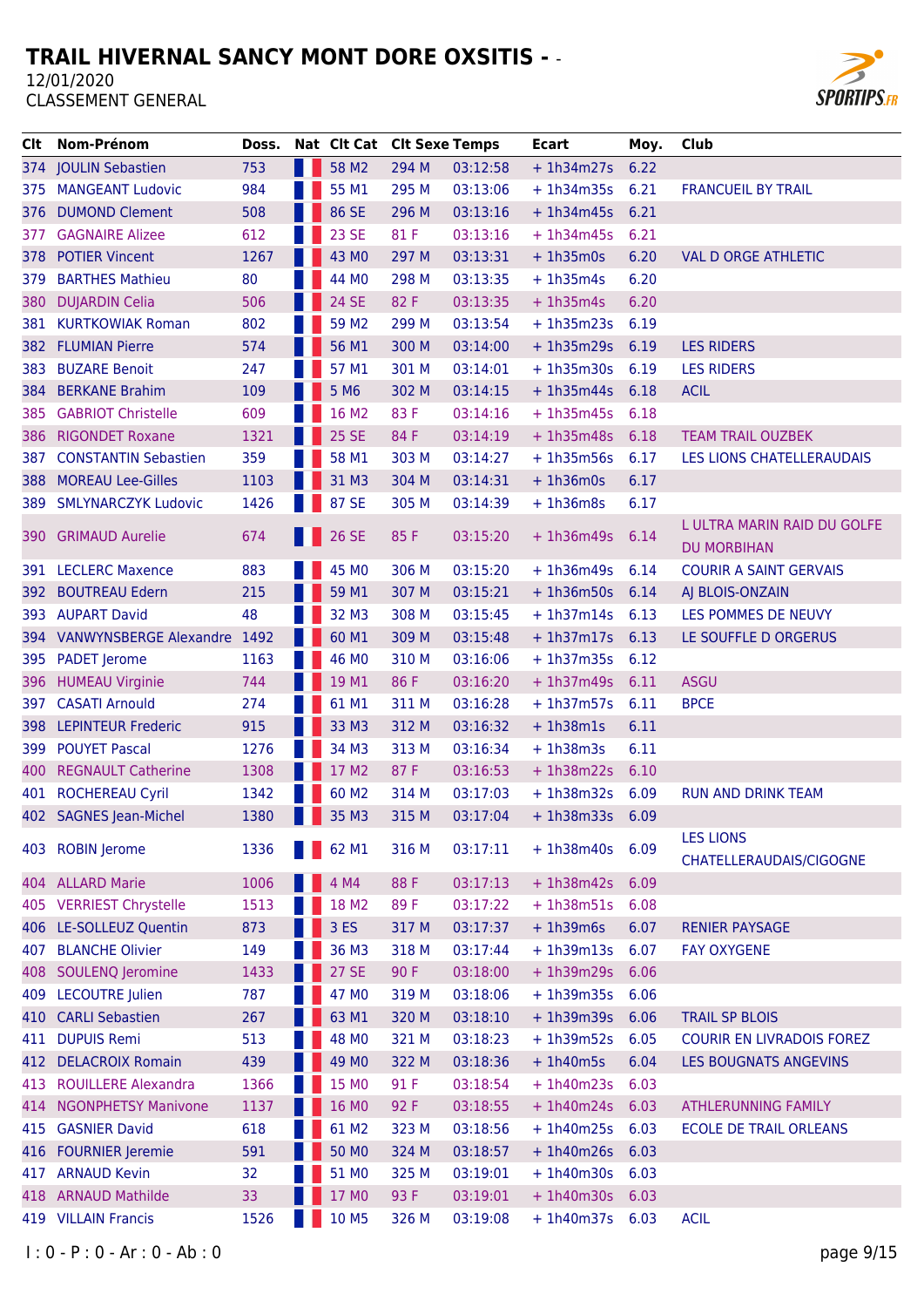# TRAIL HIVERNAL SANCY MONT DORE OXSITIS - -

12/01/2020

CLASSEMENT GENERAL

| Clt | Nom-Prénom | Doss. | Nat | Clt Cat | Clt Sexe | Temps | Ecart | Moy. | Club |
|---|---|---|---|---|---|---|---|---|---|
| 374 | JOULIN Sebastien | 753 | | 58 M2 | 294 M | 03:12:58 | + 1h34m27s | 6.22 | |
| 375 | MANGEANT Ludovic | 984 | | 55 M1 | 295 M | 03:13:06 | + 1h34m35s | 6.21 | FRANCUEIL BY TRAIL |
| 376 | DUMOND Clement | 508 | | 86 SE | 296 M | 03:13:16 | + 1h34m45s | 6.21 | |
| 377 | GAGNAIRE Alizee | 612 | | 23 SE | 81 F | 03:13:16 | + 1h34m45s | 6.21 | |
| 378 | POTIER Vincent | 1267 | | 43 M0 | 297 M | 03:13:31 | + 1h35m0s | 6.20 | VAL D ORGE ATHLETIC |
| 379 | BARTHES Mathieu | 80 | | 44 M0 | 298 M | 03:13:35 | + 1h35m4s | 6.20 | |
| 380 | DUJARDIN Celia | 506 | | 24 SE | 82 F | 03:13:35 | + 1h35m4s | 6.20 | |
| 381 | KURTKOWIAK Roman | 802 | | 59 M2 | 299 M | 03:13:54 | + 1h35m23s | 6.19 | |
| 382 | FLUMIAN Pierre | 574 | | 56 M1 | 300 M | 03:14:00 | + 1h35m29s | 6.19 | LES RIDERS |
| 383 | BUZARE Benoit | 247 | | 57 M1 | 301 M | 03:14:01 | + 1h35m30s | 6.19 | LES RIDERS |
| 384 | BERKANE Brahim | 109 | | 5 M6 | 302 M | 03:14:15 | + 1h35m44s | 6.18 | ACIL |
| 385 | GABRIOT Christelle | 609 | | 16 M2 | 83 F | 03:14:16 | + 1h35m45s | 6.18 | |
| 386 | RIGONDET Roxane | 1321 | | 25 SE | 84 F | 03:14:19 | + 1h35m48s | 6.18 | TEAM TRAIL OUZBEK |
| 387 | CONSTANTIN Sebastien | 359 | | 58 M1 | 303 M | 03:14:27 | + 1h35m56s | 6.17 | LES LIONS CHATELLERAUDAIS |
| 388 | MOREAU Lee-Gilles | 1103 | | 31 M3 | 304 M | 03:14:31 | + 1h36m0s | 6.17 | |
| 389 | SMLYNARCZYK Ludovic | 1426 | | 87 SE | 305 M | 03:14:39 | + 1h36m8s | 6.17 | |
| 390 | GRIMAUD Aurelie | 674 | | 26 SE | 85 F | 03:15:20 | + 1h36m49s | 6.14 | L ULTRA MARIN RAID DU GOLFE DU MORBIHAN |
| 391 | LECLERC Maxence | 883 | | 45 M0 | 306 M | 03:15:20 | + 1h36m49s | 6.14 | COURIR A SAINT GERVAIS |
| 392 | BOUTREAU Edern | 215 | | 59 M1 | 307 M | 03:15:21 | + 1h36m50s | 6.14 | AJ BLOIS-ONZAIN |
| 393 | AUPART David | 48 | | 32 M3 | 308 M | 03:15:45 | + 1h37m14s | 6.13 | LES POMMES DE NEUVY |
| 394 | VANWYNSBERGE Alexandre | 1492 | | 60 M1 | 309 M | 03:15:48 | + 1h37m17s | 6.13 | LE SOUFFLE D ORGERUS |
| 395 | PADET Jerome | 1163 | | 46 M0 | 310 M | 03:16:06 | + 1h37m35s | 6.12 | |
| 396 | HUMEAU Virginie | 744 | | 19 M1 | 86 F | 03:16:20 | + 1h37m49s | 6.11 | ASGU |
| 397 | CASATI Arnould | 274 | | 61 M1 | 311 M | 03:16:28 | + 1h37m57s | 6.11 | BPCE |
| 398 | LEPINTEUR Frederic | 915 | | 33 M3 | 312 M | 03:16:32 | + 1h38m1s | 6.11 | |
| 399 | POUYET Pascal | 1276 | | 34 M3 | 313 M | 03:16:34 | + 1h38m3s | 6.11 | |
| 400 | REGNAULT Catherine | 1308 | | 17 M2 | 87 F | 03:16:53 | + 1h38m22s | 6.10 | |
| 401 | ROCHEREAU Cyril | 1342 | | 60 M2 | 314 M | 03:17:03 | + 1h38m32s | 6.09 | RUN AND DRINK TEAM |
| 402 | SAGNES Jean-Michel | 1380 | | 35 M3 | 315 M | 03:17:04 | + 1h38m33s | 6.09 | |
| 403 | ROBIN Jerome | 1336 | | 62 M1 | 316 M | 03:17:11 | + 1h38m40s | 6.09 | LES LIONS CHATELLERAUDAIS/CIGOGNE |
| 404 | ALLARD Marie | 1006 | | 4 M4 | 88 F | 03:17:13 | + 1h38m42s | 6.09 | |
| 405 | VERRIEST Chrystelle | 1513 | | 18 M2 | 89 F | 03:17:22 | + 1h38m51s | 6.08 | |
| 406 | LE-SOLLEUZ Quentin | 873 | | 3 ES | 317 M | 03:17:37 | + 1h39m6s | 6.07 | RENIER PAYSAGE |
| 407 | BLANCHE Olivier | 149 | | 36 M3 | 318 M | 03:17:44 | + 1h39m13s | 6.07 | FAY OXYGENE |
| 408 | SOULENQ Jeromine | 1433 | | 27 SE | 90 F | 03:18:00 | + 1h39m29s | 6.06 | |
| 409 | LECOUTRE Julien | 787 | | 47 M0 | 319 M | 03:18:06 | + 1h39m35s | 6.06 | |
| 410 | CARLI Sebastien | 267 | | 63 M1 | 320 M | 03:18:10 | + 1h39m39s | 6.06 | TRAIL SP BLOIS |
| 411 | DUPUIS Remi | 513 | | 48 M0 | 321 M | 03:18:23 | + 1h39m52s | 6.05 | COURIR EN LIVRADOIS FOREZ |
| 412 | DELACROIX Romain | 439 | | 49 M0 | 322 M | 03:18:36 | + 1h40m5s | 6.04 | LES BOUGNATS ANGEVINS |
| 413 | ROUILLERE Alexandra | 1366 | | 15 M0 | 91 F | 03:18:54 | + 1h40m23s | 6.03 | |
| 414 | NGONPHETSY Manivone | 1137 | | 16 M0 | 92 F | 03:18:55 | + 1h40m24s | 6.03 | ATHLERUNNING FAMILY |
| 415 | GASNIER David | 618 | | 61 M2 | 323 M | 03:18:56 | + 1h40m25s | 6.03 | ECOLE DE TRAIL ORLEANS |
| 416 | FOURNIER Jeremie | 591 | | 50 M0 | 324 M | 03:18:57 | + 1h40m26s | 6.03 | |
| 417 | ARNAUD Kevin | 32 | | 51 M0 | 325 M | 03:19:01 | + 1h40m30s | 6.03 | |
| 418 | ARNAUD Mathilde | 33 | | 17 M0 | 93 F | 03:19:01 | + 1h40m30s | 6.03 | |
| 419 | VILLAIN Francis | 1526 | | 10 M5 | 326 M | 03:19:08 | + 1h40m37s | 6.03 | ACIL |

I : 0 - P : 0 - Ar : 0 - Ab : 0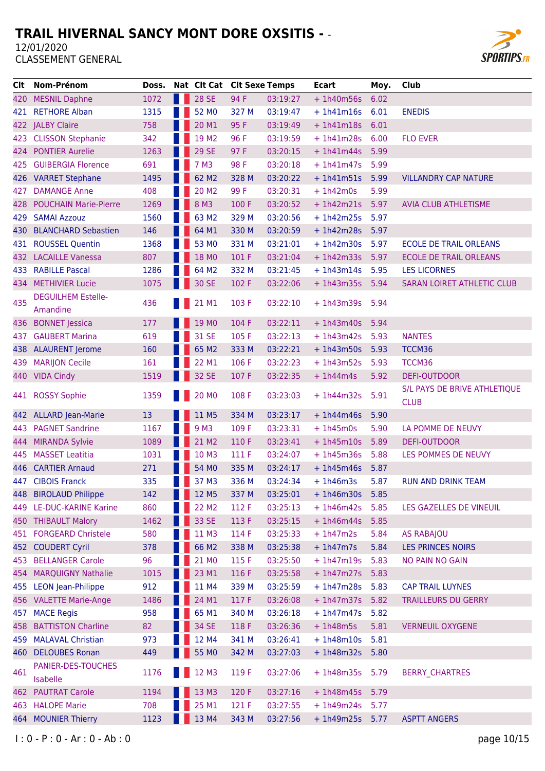# TRAIL HIVERNAL SANCY MONT DORE OXSITIS - -

12/01/2020

CLASSEMENT GENERAL

| Clt | Nom-Prénom | Doss. | Nat | Clt Cat | Clt Sexe | Temps | Ecart | Moy. | Club |
|---|---|---|---|---|---|---|---|---|---|
| 420 | MESNIL Daphne | 1072 | | 28 SE | 94 F | 03:19:27 | + 1h40m56s | 6.02 | |
| 421 | RETHORE Alban | 1315 | | 52 M0 | 327 M | 03:19:47 | + 1h41m16s | 6.01 | ENEDIS |
| 422 | JALBY Claire | 758 | | 20 M1 | 95 F | 03:19:49 | + 1h41m18s | 6.01 | |
| 423 | CLISSON Stephanie | 342 | | 19 M2 | 96 F | 03:19:59 | + 1h41m28s | 6.00 | FLO EVER |
| 424 | PONTIER Aurelie | 1263 | | 29 SE | 97 F | 03:20:15 | + 1h41m44s | 5.99 | |
| 425 | GUIBERGIA Florence | 691 | | 7 M3 | 98 F | 03:20:18 | + 1h41m47s | 5.99 | |
| 426 | VARRET Stephane | 1495 | | 62 M2 | 328 M | 03:20:22 | + 1h41m51s | 5.99 | VILLANDRY CAP NATURE |
| 427 | DAMANGE Anne | 408 | | 20 M2 | 99 F | 03:20:31 | + 1h42m0s | 5.99 | |
| 428 | POUCHAIN Marie-Pierre | 1269 | | 8 M3 | 100 F | 03:20:52 | + 1h42m21s | 5.97 | AVIA CLUB ATHLETISME |
| 429 | SAMAI Azzouz | 1560 | | 63 M2 | 329 M | 03:20:56 | + 1h42m25s | 5.97 | |
| 430 | BLANCHARD Sebastien | 146 | | 64 M1 | 330 M | 03:20:59 | + 1h42m28s | 5.97 | |
| 431 | ROUSSEL Quentin | 1368 | | 53 M0 | 331 M | 03:21:01 | + 1h42m30s | 5.97 | ECOLE DE TRAIL ORLEANS |
| 432 | LACAILLE Vanessa | 807 | | 18 M0 | 101 F | 03:21:04 | + 1h42m33s | 5.97 | ECOLE DE TRAIL ORLEANS |
| 433 | RABILLE Pascal | 1286 | | 64 M2 | 332 M | 03:21:45 | + 1h43m14s | 5.95 | LES LICORNES |
| 434 | METHIVIER Lucie | 1075 | | 30 SE | 102 F | 03:22:06 | + 1h43m35s | 5.94 | SARAN LOIRET ATHLETIC CLUB |
| 435 | DEGUILHEM Estelle-Amandine | 436 | | 21 M1 | 103 F | 03:22:10 | + 1h43m39s | 5.94 | |
| 436 | BONNET Jessica | 177 | | 19 M0 | 104 F | 03:22:11 | + 1h43m40s | 5.94 | |
| 437 | GAUBERT Marina | 619 | | 31 SE | 105 F | 03:22:13 | + 1h43m42s | 5.93 | NANTES |
| 438 | ALAURENT Jerome | 160 | | 65 M2 | 333 M | 03:22:21 | + 1h43m50s | 5.93 | TCCM36 |
| 439 | MARIJON Cecile | 161 | | 22 M1 | 106 F | 03:22:23 | + 1h43m52s | 5.93 | TCCM36 |
| 440 | VIDA Cindy | 1519 | | 32 SE | 107 F | 03:22:35 | + 1h44m4s | 5.92 | DEFI-OUTDOOR |
| 441 | ROSSY Sophie | 1359 | | 20 M0 | 108 F | 03:23:03 | + 1h44m32s | 5.91 | S/L PAYS DE BRIVE ATHLETIQUE CLUB |
| 442 | ALLARD Jean-Marie | 13 | | 11 M5 | 334 M | 03:23:17 | + 1h44m46s | 5.90 | |
| 443 | PAGNET Sandrine | 1167 | | 9 M3 | 109 F | 03:23:31 | + 1h45m0s | 5.90 | LA POMME DE NEUVY |
| 444 | MIRANDA Sylvie | 1089 | | 21 M2 | 110 F | 03:23:41 | + 1h45m10s | 5.89 | DEFI-OUTDOOR |
| 445 | MASSET Leatitia | 1031 | | 10 M3 | 111 F | 03:24:07 | + 1h45m36s | 5.88 | LES POMMES DE NEUVY |
| 446 | CARTIER Arnaud | 271 | | 54 M0 | 335 M | 03:24:17 | + 1h45m46s | 5.87 | |
| 447 | CIBOIS Franck | 335 | | 37 M3 | 336 M | 03:24:34 | + 1h46m3s | 5.87 | RUN AND DRINK TEAM |
| 448 | BIROLAUD Philippe | 142 | | 12 M5 | 337 M | 03:25:01 | + 1h46m30s | 5.85 | |
| 449 | LE-DUC-KARINE Karine | 860 | | 22 M2 | 112 F | 03:25:13 | + 1h46m42s | 5.85 | LES GAZELLES DE VINEUIL |
| 450 | THIBAULT Malory | 1462 | | 33 SE | 113 F | 03:25:15 | + 1h46m44s | 5.85 | |
| 451 | FORGEARD Christele | 580 | | 11 M3 | 114 F | 03:25:33 | + 1h47m2s | 5.84 | AS RABAJOU |
| 452 | COUDERT Cyril | 378 | | 66 M2 | 338 M | 03:25:38 | + 1h47m7s | 5.84 | LES PRINCES NOIRS |
| 453 | BELLANGER Carole | 96 | | 21 M0 | 115 F | 03:25:50 | + 1h47m19s | 5.83 | NO PAIN NO GAIN |
| 454 | MARQUIGNY Nathalie | 1015 | | 23 M1 | 116 F | 03:25:58 | + 1h47m27s | 5.83 | |
| 455 | LEON Jean-Philippe | 912 | | 11 M4 | 339 M | 03:25:59 | + 1h47m28s | 5.83 | CAP TRAIL LUYNES |
| 456 | VALETTE Marie-Ange | 1486 | | 24 M1 | 117 F | 03:26:08 | + 1h47m37s | 5.82 | TRAILLEURS DU GERRY |
| 457 | MACE Regis | 958 | | 65 M1 | 340 M | 03:26:18 | + 1h47m47s | 5.82 | |
| 458 | BATTISTON Charline | 82 | | 34 SE | 118 F | 03:26:36 | + 1h48m5s | 5.81 | VERNEUIL OXYGENE |
| 459 | MALAVAL Christian | 973 | | 12 M4 | 341 M | 03:26:41 | + 1h48m10s | 5.81 | |
| 460 | DELOUBES Ronan | 449 | | 55 M0 | 342 M | 03:27:03 | + 1h48m32s | 5.80 | |
| 461 | PANIER-DES-TOUCHES Isabelle | 1176 | | 12 M3 | 119 F | 03:27:06 | + 1h48m35s | 5.79 | BERRY_CHARTRES |
| 462 | PAUTRAT Carole | 1194 | | 13 M3 | 120 F | 03:27:16 | + 1h48m45s | 5.79 | |
| 463 | HALOPE Marie | 708 | | 25 M1 | 121 F | 03:27:55 | + 1h49m24s | 5.77 | |
| 464 | MOUNIER Thierry | 1123 | | 13 M4 | 343 M | 03:27:56 | + 1h49m25s | 5.77 | ASPTT ANGERS |

I : 0 - P : 0 - Ar : 0 - Ab : 0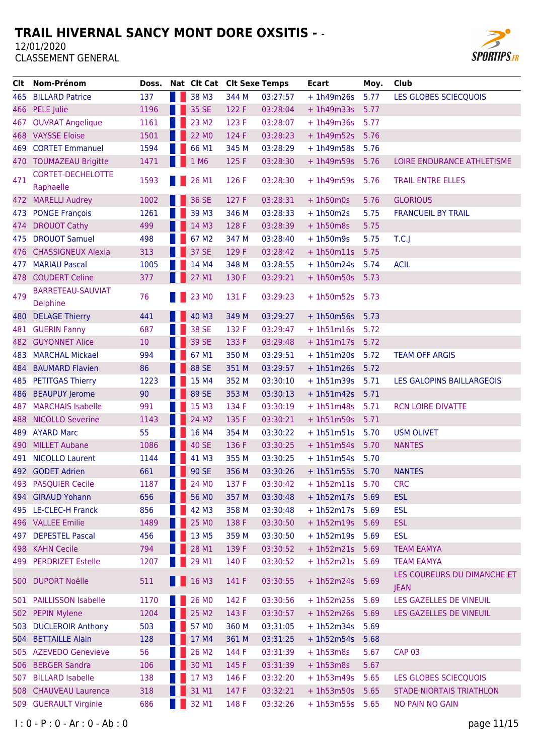# TRAIL HIVERNAL SANCY MONT DORE OXSITIS - -

12/01/2020

CLASSEMENT GENERAL

| Clt | Nom-Prénom | Doss. | Nat | Clt Cat | Clt Sexe | Temps | Ecart | Moy. | Club |
|---|---|---|---|---|---|---|---|---|---|
| 465 | BILLARD Patrice | 137 | | 38 M3 | 344 M | 03:27:57 | + 1h49m26s | 5.77 | LES GLOBES SCIECQUOIS |
| 466 | PELE Julie | 1196 | | 35 SE | 122 F | 03:28:04 | + 1h49m33s | 5.77 | |
| 467 | OUVRAT Angelique | 1161 | | 23 M2 | 123 F | 03:28:07 | + 1h49m36s | 5.77 | |
| 468 | VAYSSE Eloise | 1501 | | 22 M0 | 124 F | 03:28:23 | + 1h49m52s | 5.76 | |
| 469 | CORTET Emmanuel | 1594 | | 66 M1 | 345 M | 03:28:29 | + 1h49m58s | 5.76 | |
| 470 | TOUMAZEAU Brigitte | 1471 | | 1 M6 | 125 F | 03:28:30 | + 1h49m59s | 5.76 | LOIRE ENDURANCE ATHLETISME |
| 471 | CORTET-DECHELOTTE Raphaelle | 1593 | | 26 M1 | 126 F | 03:28:30 | + 1h49m59s | 5.76 | TRAIL ENTRE ELLES |
| 472 | MARELLI Audrey | 1002 | | 36 SE | 127 F | 03:28:31 | + 1h50m0s | 5.76 | GLORIOUS |
| 473 | PONGE François | 1261 | | 39 M3 | 346 M | 03:28:33 | + 1h50m2s | 5.75 | FRANCUEIL BY TRAIL |
| 474 | DROUOT Cathy | 499 | | 14 M3 | 128 F | 03:28:39 | + 1h50m8s | 5.75 | |
| 475 | DROUOT Samuel | 498 | | 67 M2 | 347 M | 03:28:40 | + 1h50m9s | 5.75 | T.C.J |
| 476 | CHASSIGNEUX Alexia | 313 | | 37 SE | 129 F | 03:28:42 | + 1h50m11s | 5.75 | |
| 477 | MARIAU Pascal | 1005 | | 14 M4 | 348 M | 03:28:55 | + 1h50m24s | 5.74 | ACIL |
| 478 | COUDERT Celine | 377 | | 27 M1 | 130 F | 03:29:21 | + 1h50m50s | 5.73 | |
| 479 | BARRETEAU-SAUVIAT Delphine | 76 | | 23 M0 | 131 F | 03:29:23 | + 1h50m52s | 5.73 | |
| 480 | DELAGE Thierry | 441 | | 40 M3 | 349 M | 03:29:27 | + 1h50m56s | 5.73 | |
| 481 | GUERIN Fanny | 687 | | 38 SE | 132 F | 03:29:47 | + 1h51m16s | 5.72 | |
| 482 | GUYONNET Alice | 10 | | 39 SE | 133 F | 03:29:48 | + 1h51m17s | 5.72 | |
| 483 | MARCHAL Mickael | 994 | | 67 M1 | 350 M | 03:29:51 | + 1h51m20s | 5.72 | TEAM OFF ARGIS |
| 484 | BAUMARD Flavien | 86 | | 88 SE | 351 M | 03:29:57 | + 1h51m26s | 5.72 | |
| 485 | PETITGAS Thierry | 1223 | | 15 M4 | 352 M | 03:30:10 | + 1h51m39s | 5.71 | LES GALOPINS BAILLARGEOIS |
| 486 | BEAUPUY Jerome | 90 | | 89 SE | 353 M | 03:30:13 | + 1h51m42s | 5.71 | |
| 487 | MARCHAIS Isabelle | 991 | | 15 M3 | 134 F | 03:30:19 | + 1h51m48s | 5.71 | RCN LOIRE DIVATTE |
| 488 | NICOLLO Severine | 1143 | | 24 M2 | 135 F | 03:30:21 | + 1h51m50s | 5.71 | |
| 489 | AYARD Marc | 55 | | 16 M4 | 354 M | 03:30:22 | + 1h51m51s | 5.70 | USM OLIVET |
| 490 | MILLET Aubane | 1086 | | 40 SE | 136 F | 03:30:25 | + 1h51m54s | 5.70 | NANTES |
| 491 | NICOLLO Laurent | 1144 | | 41 M3 | 355 M | 03:30:25 | + 1h51m54s | 5.70 | |
| 492 | GODET Adrien | 661 | | 90 SE | 356 M | 03:30:26 | + 1h51m55s | 5.70 | NANTES |
| 493 | PASQUIER Cecile | 1187 | | 24 M0 | 137 F | 03:30:42 | + 1h52m11s | 5.70 | CRC |
| 494 | GIRAUD Yohann | 656 | | 56 M0 | 357 M | 03:30:48 | + 1h52m17s | 5.69 | ESL |
| 495 | LE-CLEC-H Franck | 856 | | 42 M3 | 358 M | 03:30:48 | + 1h52m17s | 5.69 | ESL |
| 496 | VALLEE Emilie | 1489 | | 25 M0 | 138 F | 03:30:50 | + 1h52m19s | 5.69 | ESL |
| 497 | DEPESTEL Pascal | 456 | | 13 M5 | 359 M | 03:30:50 | + 1h52m19s | 5.69 | ESL |
| 498 | KAHN Cecile | 794 | | 28 M1 | 139 F | 03:30:52 | + 1h52m21s | 5.69 | TEAM EAMYA |
| 499 | PERDRIZET Estelle | 1207 | | 29 M1 | 140 F | 03:30:52 | + 1h52m21s | 5.69 | TEAM EAMYA |
| 500 | DUPORT Noëlle | 511 | | 16 M3 | 141 F | 03:30:55 | + 1h52m24s | 5.69 | LES COUREURS DU DIMANCHE ET JEAN |
| 501 | PAILLISSON Isabelle | 1170 | | 26 M0 | 142 F | 03:30:56 | + 1h52m25s | 5.69 | LES GAZELLES DE VINEUIL |
| 502 | PEPIN Mylene | 1204 | | 25 M2 | 143 F | 03:30:57 | + 1h52m26s | 5.69 | LES GAZELLES DE VINEUIL |
| 503 | DUCLEROIR Anthony | 503 | | 57 M0 | 360 M | 03:31:05 | + 1h52m34s | 5.69 | |
| 504 | BETTAILLE Alain | 128 | | 17 M4 | 361 M | 03:31:25 | + 1h52m54s | 5.68 | |
| 505 | AZEVEDO Genevieve | 56 | | 26 M2 | 144 F | 03:31:39 | + 1h53m8s | 5.67 | CAP 03 |
| 506 | BERGER Sandra | 106 | | 30 M1 | 145 F | 03:31:39 | + 1h53m8s | 5.67 | |
| 507 | BILLARD Isabelle | 138 | | 17 M3 | 146 F | 03:32:20 | + 1h53m49s | 5.65 | LES GLOBES SCIECQUOIS |
| 508 | CHAUVEAU Laurence | 318 | | 31 M1 | 147 F | 03:32:21 | + 1h53m50s | 5.65 | STADE NIORTAIS TRIATHLON |
| 509 | GUERAULT Virginie | 686 | | 32 M1 | 148 F | 03:32:26 | + 1h53m55s | 5.65 | NO PAIN NO GAIN |

I : 0 - P : 0 - Ar : 0 - Ab : 0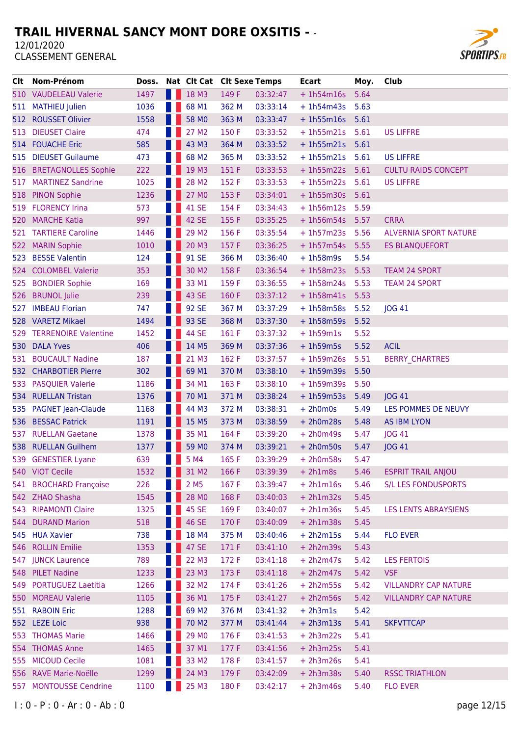# TRAIL HIVERNAL SANCY MONT DORE OXSITIS - -

12/01/2020

CLASSEMENT GENERAL

| Clt | Nom-Prénom | Doss. | Nat | Clt Cat | Clt Sexe | Temps | Ecart | Moy. | Club |
|---|---|---|---|---|---|---|---|---|---|
| 510 | VAUDELEAU Valerie | 1497 | | 18 M3 | 149 F | 03:32:47 | + 1h54m16s | 5.64 | |
| 511 | MATHIEU Julien | 1036 | | 68 M1 | 362 M | 03:33:14 | + 1h54m43s | 5.63 | |
| 512 | ROUSSET Olivier | 1558 | | 58 M0 | 363 M | 03:33:47 | + 1h55m16s | 5.61 | |
| 513 | DIEUSET Claire | 474 | | 27 M2 | 150 F | 03:33:52 | + 1h55m21s | 5.61 | US LIFFRE |
| 514 | FOUACHE Eric | 585 | | 43 M3 | 364 M | 03:33:52 | + 1h55m21s | 5.61 | |
| 515 | DIEUSET Guilaume | 473 | | 68 M2 | 365 M | 03:33:52 | + 1h55m21s | 5.61 | US LIFFRE |
| 516 | BRETAGNOLLES Sophie | 222 | | 19 M3 | 151 F | 03:33:53 | + 1h55m22s | 5.61 | CULTU RAIDS CONCEPT |
| 517 | MARTINEZ Sandrine | 1025 | | 28 M2 | 152 F | 03:33:53 | + 1h55m22s | 5.61 | US LIFFRE |
| 518 | PINON Sophie | 1236 | | 27 M0 | 153 F | 03:34:01 | + 1h55m30s | 5.61 | |
| 519 | FLORENCY Irina | 573 | | 41 SE | 154 F | 03:34:43 | + 1h56m12s | 5.59 | |
| 520 | MARCHE Katia | 997 | | 42 SE | 155 F | 03:35:25 | + 1h56m54s | 5.57 | CRRA |
| 521 | TARTIERE Caroline | 1446 | | 29 M2 | 156 F | 03:35:54 | + 1h57m23s | 5.56 | ALVERNIA SPORT NATURE |
| 522 | MARIN Sophie | 1010 | | 20 M3 | 157 F | 03:36:25 | + 1h57m54s | 5.55 | ES BLANQUEFORT |
| 523 | BESSE Valentin | 124 | | 91 SE | 366 M | 03:36:40 | + 1h58m9s | 5.54 | |
| 524 | COLOMBEL Valerie | 353 | | 30 M2 | 158 F | 03:36:54 | + 1h58m23s | 5.53 | TEAM 24 SPORT |
| 525 | BONDIER Sophie | 169 | | 33 M1 | 159 F | 03:36:55 | + 1h58m24s | 5.53 | TEAM 24 SPORT |
| 526 | BRUNOL Julie | 239 | | 43 SE | 160 F | 03:37:12 | + 1h58m41s | 5.53 | |
| 527 | IMBEAU Florian | 747 | | 92 SE | 367 M | 03:37:29 | + 1h58m58s | 5.52 | JOG 41 |
| 528 | VARETZ Mikael | 1494 | | 93 SE | 368 M | 03:37:30 | + 1h58m59s | 5.52 | |
| 529 | TERRENOIRE Valentine | 1452 | | 44 SE | 161 F | 03:37:32 | + 1h59m1s | 5.52 | |
| 530 | DALA Yves | 406 | | 14 M5 | 369 M | 03:37:36 | + 1h59m5s | 5.52 | ACIL |
| 531 | BOUCAULT Nadine | 187 | | 21 M3 | 162 F | 03:37:57 | + 1h59m26s | 5.51 | BERRY_CHARTRES |
| 532 | CHARBOTIER Pierre | 302 | | 69 M1 | 370 M | 03:38:10 | + 1h59m39s | 5.50 | |
| 533 | PASQUIER Valerie | 1186 | | 34 M1 | 163 F | 03:38:10 | + 1h59m39s | 5.50 | |
| 534 | RUELLAN Tristan | 1376 | | 70 M1 | 371 M | 03:38:24 | + 1h59m53s | 5.49 | JOG 41 |
| 535 | PAGNET Jean-Claude | 1168 | | 44 M3 | 372 M | 03:38:31 | + 2h0m0s | 5.49 | LES POMMES DE NEUVY |
| 536 | BESSAC Patrick | 1191 | | 15 M5 | 373 M | 03:38:59 | + 2h0m28s | 5.48 | AS IBM LYON |
| 537 | RUELLAN Gaetane | 1378 | | 35 M1 | 164 F | 03:39:20 | + 2h0m49s | 5.47 | JOG 41 |
| 538 | RUELLAN Guilhem | 1377 | | 59 M0 | 374 M | 03:39:21 | + 2h0m50s | 5.47 | JOG 41 |
| 539 | GENESTIER Lyane | 639 | | 5 M4 | 165 F | 03:39:29 | + 2h0m58s | 5.47 | |
| 540 | VIOT Cecile | 1532 | | 31 M2 | 166 F | 03:39:39 | + 2h1m8s | 5.46 | ESPRIT TRAIL ANJOU |
| 541 | BROCHARD Françoise | 226 | | 2 M5 | 167 F | 03:39:47 | + 2h1m16s | 5.46 | S/L LES FONDUSPORTS |
| 542 | ZHAO Shasha | 1545 | | 28 M0 | 168 F | 03:40:03 | + 2h1m32s | 5.45 | |
| 543 | RIPAMONTI Claire | 1325 | | 45 SE | 169 F | 03:40:07 | + 2h1m36s | 5.45 | LES LENTS ABRAYSIENS |
| 544 | DURAND Marion | 518 | | 46 SE | 170 F | 03:40:09 | + 2h1m38s | 5.45 | |
| 545 | HUA Xavier | 738 | | 18 M4 | 375 M | 03:40:46 | + 2h2m15s | 5.44 | FLO EVER |
| 546 | ROLLIN Emilie | 1353 | | 47 SE | 171 F | 03:41:10 | + 2h2m39s | 5.43 | |
| 547 | JUNCK Laurence | 789 | | 22 M3 | 172 F | 03:41:18 | + 2h2m47s | 5.42 | LES FERTOIS |
| 548 | PILET Nadine | 1233 | | 23 M3 | 173 F | 03:41:18 | + 2h2m47s | 5.42 | VSF |
| 549 | PORTUGUEZ Laetitia | 1266 | | 32 M2 | 174 F | 03:41:26 | + 2h2m55s | 5.42 | VILLANDRY CAP NATURE |
| 550 | MOREAU Valerie | 1105 | | 36 M1 | 175 F | 03:41:27 | + 2h2m56s | 5.42 | VILLANDRY CAP NATURE |
| 551 | RABOIN Eric | 1288 | | 69 M2 | 376 M | 03:41:32 | + 2h3m1s | 5.42 | |
| 552 | LEZE Loic | 938 | | 70 M2 | 377 M | 03:41:44 | + 2h3m13s | 5.41 | SKFVTTCAP |
| 553 | THOMAS Marie | 1466 | | 29 M0 | 176 F | 03:41:53 | + 2h3m22s | 5.41 | |
| 554 | THOMAS Anne | 1465 | | 37 M1 | 177 F | 03:41:56 | + 2h3m25s | 5.41 | |
| 555 | MICOUD Cecile | 1081 | | 33 M2 | 178 F | 03:41:57 | + 2h3m26s | 5.41 | |
| 556 | RAVE Marie-Noëlle | 1299 | | 24 M3 | 179 F | 03:42:09 | + 2h3m38s | 5.40 | RSSC TRIATHLON |
| 557 | MONTOUSSE Cendrine | 1100 | | 25 M3 | 180 F | 03:42:17 | + 2h3m46s | 5.40 | FLO EVER |

I : 0 - P : 0 - Ar : 0 - Ab : 0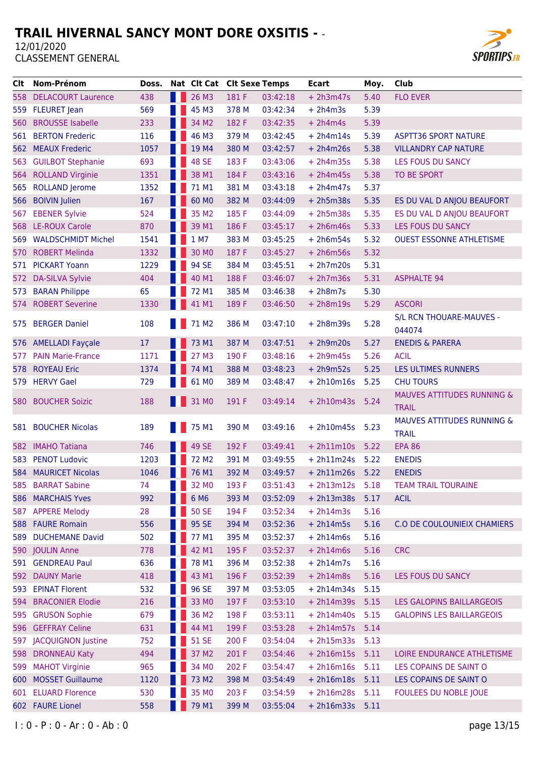# TRAIL HIVERNAL SANCY MONT DORE OXSITIS - -

12/01/2020

CLASSEMENT GENERAL

| Clt | Nom-Prénom | Doss. | Nat | Clt Cat | Clt Sexe | Temps | Ecart | Moy. | Club |
|---|---|---|---|---|---|---|---|---|---|
| 558 | DELACOURT Laurence | 438 | | 26 M3 | 181 F | 03:42:18 | + 2h3m47s | 5.40 | FLO EVER |
| 559 | FLEURET Jean | 569 | | 45 M3 | 378 M | 03:42:34 | + 2h4m3s | 5.39 | |
| 560 | BROUSSE Isabelle | 233 | | 34 M2 | 182 F | 03:42:35 | + 2h4m4s | 5.39 | |
| 561 | BERTON Frederic | 116 | | 46 M3 | 379 M | 03:42:45 | + 2h4m14s | 5.39 | ASPTT36 SPORT NATURE |
| 562 | MEAUX Frederic | 1057 | | 19 M4 | 380 M | 03:42:57 | + 2h4m26s | 5.38 | VILLANDRY CAP NATURE |
| 563 | GUILBOT Stephanie | 693 | | 48 SE | 183 F | 03:43:06 | + 2h4m35s | 5.38 | LES FOUS DU SANCY |
| 564 | ROLLAND Virginie | 1351 | | 38 M1 | 184 F | 03:43:16 | + 2h4m45s | 5.38 | TO BE SPORT |
| 565 | ROLLAND Jerome | 1352 | | 71 M1 | 381 M | 03:43:18 | + 2h4m47s | 5.37 | |
| 566 | BOIVIN Julien | 167 | | 60 M0 | 382 M | 03:44:09 | + 2h5m38s | 5.35 | ES DU VAL D ANJOU BEAUFORT |
| 567 | EBENER Sylvie | 524 | | 35 M2 | 185 F | 03:44:09 | + 2h5m38s | 5.35 | ES DU VAL D ANJOU BEAUFORT |
| 568 | LE-ROUX Carole | 870 | | 39 M1 | 186 F | 03:45:17 | + 2h6m46s | 5.33 | LES FOUS DU SANCY |
| 569 | WALDSCHMIDT Michel | 1541 | | 1 M7 | 383 M | 03:45:25 | + 2h6m54s | 5.32 | OUEST ESSONNE ATHLETISME |
| 570 | ROBERT Melinda | 1332 | | 30 M0 | 187 F | 03:45:27 | + 2h6m56s | 5.32 | |
| 571 | PICKART Yoann | 1229 | | 94 SE | 384 M | 03:45:51 | + 2h7m20s | 5.31 | |
| 572 | DA-SILVA Sylvie | 404 | | 40 M1 | 188 F | 03:46:07 | + 2h7m36s | 5.31 | ASPHALTE 94 |
| 573 | BARAN Philippe | 65 | | 72 M1 | 385 M | 03:46:38 | + 2h8m7s | 5.30 | |
| 574 | ROBERT Severine | 1330 | | 41 M1 | 189 F | 03:46:50 | + 2h8m19s | 5.29 | ASCORI |
| 575 | BERGER Daniel | 108 | | 71 M2 | 386 M | 03:47:10 | + 2h8m39s | 5.28 | S/L RCN THOUARE-MAUVES - 044074 |
| 576 | AMELLADI Fayçale | 17 | | 73 M1 | 387 M | 03:47:51 | + 2h9m20s | 5.27 | ENEDIS & PARERA |
| 577 | PAIN Marie-France | 1171 | | 27 M3 | 190 F | 03:48:16 | + 2h9m45s | 5.26 | ACIL |
| 578 | ROYEAU Eric | 1374 | | 74 M1 | 388 M | 03:48:23 | + 2h9m52s | 5.25 | LES ULTIMES RUNNERS |
| 579 | HERVY Gael | 729 | | 61 M0 | 389 M | 03:48:47 | + 2h10m16s | 5.25 | CHU TOURS |
| 580 | BOUCHER Soizic | 188 | | 31 M0 | 191 F | 03:49:14 | + 2h10m43s | 5.24 | MAUVES ATTITUDES RUNNING & TRAIL |
| 581 | BOUCHER Nicolas | 189 | | 75 M1 | 390 M | 03:49:16 | + 2h10m45s | 5.23 | MAUVES ATTITUDES RUNNING & TRAIL |
| 582 | IMAHO Tatiana | 746 | | 49 SE | 192 F | 03:49:41 | + 2h11m10s | 5.22 | EPA 86 |
| 583 | PENOT Ludovic | 1203 | | 72 M2 | 391 M | 03:49:55 | + 2h11m24s | 5.22 | ENEDIS |
| 584 | MAURICET Nicolas | 1046 | | 76 M1 | 392 M | 03:49:57 | + 2h11m26s | 5.22 | ENEDIS |
| 585 | BARRAT Sabine | 74 | | 32 M0 | 193 F | 03:51:43 | + 2h13m12s | 5.18 | TEAM TRAIL TOURAINE |
| 586 | MARCHAIS Yves | 992 | | 6 M6 | 393 M | 03:52:09 | + 2h13m38s | 5.17 | ACIL |
| 587 | APPERE Melody | 28 | | 50 SE | 194 F | 03:52:34 | + 2h14m3s | 5.16 | |
| 588 | FAURE Romain | 556 | | 95 SE | 394 M | 03:52:36 | + 2h14m5s | 5.16 | C.O DE COULOUNIEIX CHAMIERS |
| 589 | DUCHEMANE David | 502 | | 77 M1 | 395 M | 03:52:37 | + 2h14m6s | 5.16 | |
| 590 | JOULIN Anne | 778 | | 42 M1 | 195 F | 03:52:37 | + 2h14m6s | 5.16 | CRC |
| 591 | GENDREAU Paul | 636 | | 78 M1 | 396 M | 03:52:38 | + 2h14m7s | 5.16 | |
| 592 | DAUNY Marie | 418 | | 43 M1 | 196 F | 03:52:39 | + 2h14m8s | 5.16 | LES FOUS DU SANCY |
| 593 | EPINAT Florent | 532 | | 96 SE | 397 M | 03:53:05 | + 2h14m34s | 5.15 | |
| 594 | BRACONIER Elodie | 216 | | 33 M0 | 197 F | 03:53:10 | + 2h14m39s | 5.15 | LES GALOPINS BAILLARGEOIS |
| 595 | GRUSON Sophie | 679 | | 36 M2 | 198 F | 03:53:11 | + 2h14m40s | 5.15 | GALOPINS LES BAILLARGEOIS |
| 596 | GEFFRAY Celine | 631 | | 44 M1 | 199 F | 03:53:28 | + 2h14m57s | 5.14 | |
| 597 | JACQUIGNON Justine | 752 | | 51 SE | 200 F | 03:54:04 | + 2h15m33s | 5.13 | |
| 598 | DRONNEAU Katy | 494 | | 37 M2 | 201 F | 03:54:46 | + 2h16m15s | 5.11 | LOIRE ENDURANCE ATHLETISME |
| 599 | MAHOT Virginie | 965 | | 34 M0 | 202 F | 03:54:47 | + 2h16m16s | 5.11 | LES COPAINS DE SAINT O |
| 600 | MOSSET Guillaume | 1120 | | 73 M2 | 398 M | 03:54:49 | + 2h16m18s | 5.11 | LES COPAINS DE SAINT O |
| 601 | ELUARD Florence | 530 | | 35 M0 | 203 F | 03:54:59 | + 2h16m28s | 5.11 | FOULEES DU NOBLE JOUE |
| 602 | FAURE Lionel | 558 | | 79 M1 | 399 M | 03:55:04 | + 2h16m33s | 5.11 | |

I : 0 - P : 0 - Ar : 0 - Ab : 0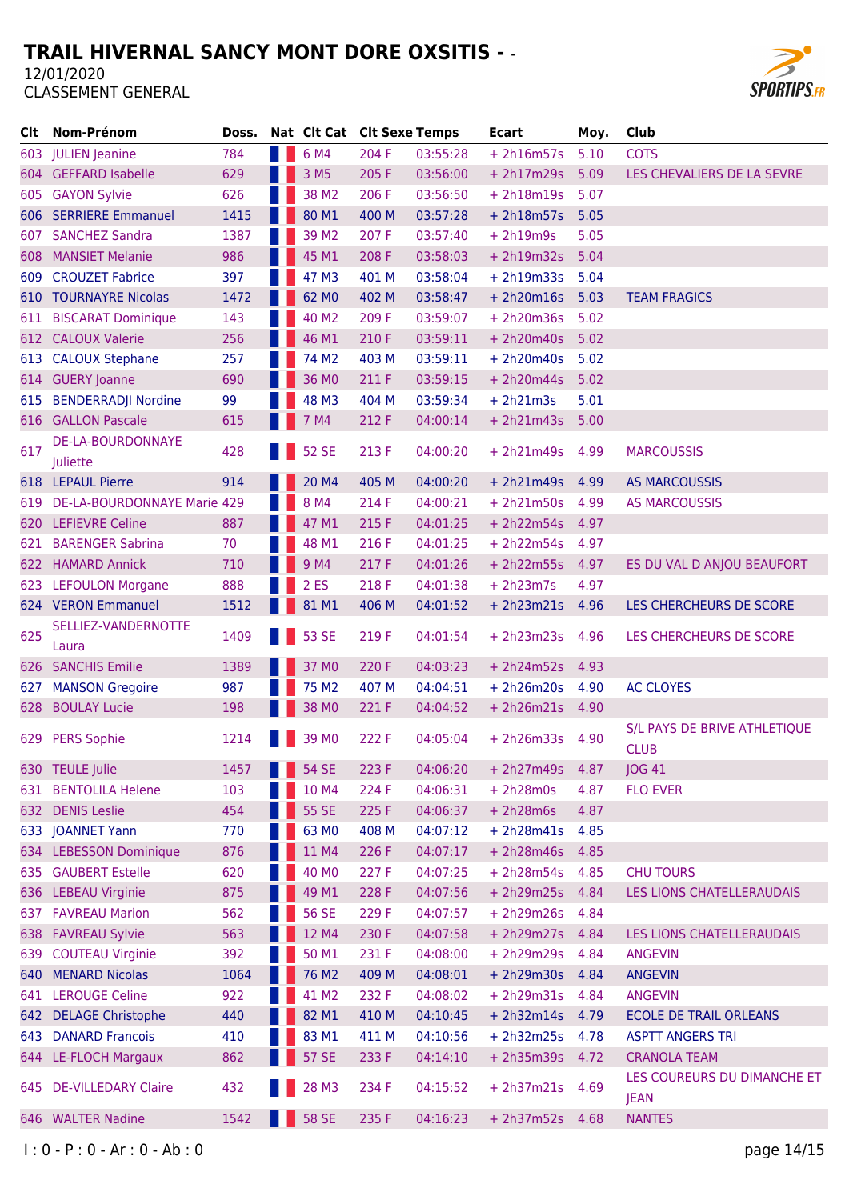# TRAIL HIVERNAL SANCY MONT DORE OXSITIS - -

12/01/2020

CLASSEMENT GENERAL

| Clt | Nom-Prénom | Doss. | Nat | Clt Cat | Clt Sexe | Temps | Ecart | Moy. | Club |
|---|---|---|---|---|---|---|---|---|---|
| 603 | JULIEN Jeanine | 784 | | 6 M4 | 204 F | 03:55:28 | + 2h16m57s | 5.10 | COTS |
| 604 | GEFFARD Isabelle | 629 | | 3 M5 | 205 F | 03:56:00 | + 2h17m29s | 5.09 | LES CHEVALIERS DE LA SEVRE |
| 605 | GAYON Sylvie | 626 | | 38 M2 | 206 F | 03:56:50 | + 2h18m19s | 5.07 | |
| 606 | SERRIERE Emmanuel | 1415 | | 80 M1 | 400 M | 03:57:28 | + 2h18m57s | 5.05 | |
| 607 | SANCHEZ Sandra | 1387 | | 39 M2 | 207 F | 03:57:40 | + 2h19m9s | 5.05 | |
| 608 | MANSIET Melanie | 986 | | 45 M1 | 208 F | 03:58:03 | + 2h19m32s | 5.04 | |
| 609 | CROUZET Fabrice | 397 | | 47 M3 | 401 M | 03:58:04 | + 2h19m33s | 5.04 | |
| 610 | TOURNAYRE Nicolas | 1472 | | 62 M0 | 402 M | 03:58:47 | + 2h20m16s | 5.03 | TEAM FRAGICS |
| 611 | BISCARAT Dominique | 143 | | 40 M2 | 209 F | 03:59:07 | + 2h20m36s | 5.02 | |
| 612 | CALOUX Valerie | 256 | | 46 M1 | 210 F | 03:59:11 | + 2h20m40s | 5.02 | |
| 613 | CALOUX Stephane | 257 | | 74 M2 | 403 M | 03:59:11 | + 2h20m40s | 5.02 | |
| 614 | GUERY Joanne | 690 | | 36 M0 | 211 F | 03:59:15 | + 2h20m44s | 5.02 | |
| 615 | BENDERRADJI Nordine | 99 | | 48 M3 | 404 M | 03:59:34 | + 2h21m3s | 5.01 | |
| 616 | GALLON Pascale | 615 | | 7 M4 | 212 F | 04:00:14 | + 2h21m43s | 5.00 | |
| 617 | DE-LA-BOURDONNAYE Juliette | 428 | | 52 SE | 213 F | 04:00:20 | + 2h21m49s | 4.99 | MARCOUSSIS |
| 618 | LEPAUL Pierre | 914 | | 20 M4 | 405 M | 04:00:20 | + 2h21m49s | 4.99 | AS MARCOUSSIS |
| 619 | DE-LA-BOURDONNAYE Marie | 429 | | 8 M4 | 214 F | 04:00:21 | + 2h21m50s | 4.99 | AS MARCOUSSIS |
| 620 | LEFIEVRE Celine | 887 | | 47 M1 | 215 F | 04:01:25 | + 2h22m54s | 4.97 | |
| 621 | BARENGER Sabrina | 70 | | 48 M1 | 216 F | 04:01:25 | + 2h22m54s | 4.97 | |
| 622 | HAMARD Annick | 710 | | 9 M4 | 217 F | 04:01:26 | + 2h22m55s | 4.97 | ES DU VAL D ANJOU BEAUFORT |
| 623 | LEFOULON Morgane | 888 | | 2 ES | 218 F | 04:01:38 | + 2h23m7s | 4.97 | |
| 624 | VERON Emmanuel | 1512 | | 81 M1 | 406 M | 04:01:52 | + 2h23m21s | 4.96 | LES CHERCHEURS DE SCORE |
| 625 | SELLIEZ-VANDERNOTTE Laura | 1409 | | 53 SE | 219 F | 04:01:54 | + 2h23m23s | 4.96 | LES CHERCHEURS DE SCORE |
| 626 | SANCHIS Emilie | 1389 | | 37 M0 | 220 F | 04:03:23 | + 2h24m52s | 4.93 | |
| 627 | MANSON Gregoire | 987 | | 75 M2 | 407 M | 04:04:51 | + 2h26m20s | 4.90 | AC CLOYES |
| 628 | BOULAY Lucie | 198 | | 38 M0 | 221 F | 04:04:52 | + 2h26m21s | 4.90 | |
| 629 | PERS Sophie | 1214 | | 39 M0 | 222 F | 04:05:04 | + 2h26m33s | 4.90 | S/L PAYS DE BRIVE ATHLETIQUE CLUB |
| 630 | TEULE Julie | 1457 | | 54 SE | 223 F | 04:06:20 | + 2h27m49s | 4.87 | JOG 41 |
| 631 | BENTOLILA Helene | 103 | | 10 M4 | 224 F | 04:06:31 | + 2h28m0s | 4.87 | FLO EVER |
| 632 | DENIS Leslie | 454 | | 55 SE | 225 F | 04:06:37 | + 2h28m6s | 4.87 | |
| 633 | JOANNET Yann | 770 | | 63 M0 | 408 M | 04:07:12 | + 2h28m41s | 4.85 | |
| 634 | LEBESSON Dominique | 876 | | 11 M4 | 226 F | 04:07:17 | + 2h28m46s | 4.85 | |
| 635 | GAUBERT Estelle | 620 | | 40 M0 | 227 F | 04:07:25 | + 2h28m54s | 4.85 | CHU TOURS |
| 636 | LEBEAU Virginie | 875 | | 49 M1 | 228 F | 04:07:56 | + 2h29m25s | 4.84 | LES LIONS CHATELLERAUDAIS |
| 637 | FAVREAU Marion | 562 | | 56 SE | 229 F | 04:07:57 | + 2h29m26s | 4.84 | |
| 638 | FAVREAU Sylvie | 563 | | 12 M4 | 230 F | 04:07:58 | + 2h29m27s | 4.84 | LES LIONS CHATELLERAUDAIS |
| 639 | COUTEAU Virginie | 392 | | 50 M1 | 231 F | 04:08:00 | + 2h29m29s | 4.84 | ANGEVIN |
| 640 | MENARD Nicolas | 1064 | | 76 M2 | 409 M | 04:08:01 | + 2h29m30s | 4.84 | ANGEVIN |
| 641 | LEROUGE Celine | 922 | | 41 M2 | 232 F | 04:08:02 | + 2h29m31s | 4.84 | ANGEVIN |
| 642 | DELAGE Christophe | 440 | | 82 M1 | 410 M | 04:10:45 | + 2h32m14s | 4.79 | ECOLE DE TRAIL ORLEANS |
| 643 | DANARD Francois | 410 | | 83 M1 | 411 M | 04:10:56 | + 2h32m25s | 4.78 | ASPTT ANGERS TRI |
| 644 | LE-FLOCH Margaux | 862 | | 57 SE | 233 F | 04:14:10 | + 2h35m39s | 4.72 | CRANOLA TEAM |
| 645 | DE-VILLEDARY Claire | 432 | | 28 M3 | 234 F | 04:15:52 | + 2h37m21s | 4.69 | LES COUREURS DU DIMANCHE ET JEAN |
| 646 | WALTER Nadine | 1542 | | 58 SE | 235 F | 04:16:23 | + 2h37m52s | 4.68 | NANTES |

I : 0 - P : 0 - Ar : 0 - Ab : 0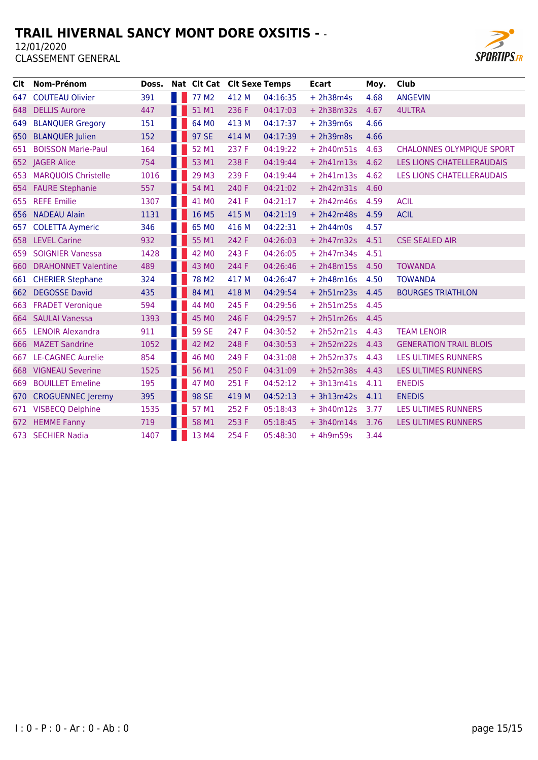# TRAIL HIVERNAL SANCY MONT DORE OXSITIS - -

12/01/2020

CLASSEMENT GENERAL

| Clt | Nom-Prénom | Doss. | Nat | Clt Cat | Clt Sexe | Temps | Ecart | Moy. | Club |
|---|---|---|---|---|---|---|---|---|---|
| 647 | COUTEAU Olivier | 391 | | 77 M2 | 412 M | 04:16:35 | + 2h38m4s | 4.68 | ANGEVIN |
| 648 | DELLIS Aurore | 447 | | 51 M1 | 236 F | 04:17:03 | + 2h38m32s | 4.67 | 4ULTRA |
| 649 | BLANQUER Gregory | 151 | | 64 M0 | 413 M | 04:17:37 | + 2h39m6s | 4.66 | |
| 650 | BLANQUER Julien | 152 | | 97 SE | 414 M | 04:17:39 | + 2h39m8s | 4.66 | |
| 651 | BOISSON Marie-Paul | 164 | | 52 M1 | 237 F | 04:19:22 | + 2h40m51s | 4.63 | CHALONNES OLYMPIQUE SPORT |
| 652 | JAGER Alice | 754 | | 53 M1 | 238 F | 04:19:44 | + 2h41m13s | 4.62 | LES LIONS CHATELLERAUDAIS |
| 653 | MARQUOIS Christelle | 1016 | | 29 M3 | 239 F | 04:19:44 | + 2h41m13s | 4.62 | LES LIONS CHATELLERAUDAIS |
| 654 | FAURE Stephanie | 557 | | 54 M1 | 240 F | 04:21:02 | + 2h42m31s | 4.60 | |
| 655 | REFE Emilie | 1307 | | 41 M0 | 241 F | 04:21:17 | + 2h42m46s | 4.59 | ACIL |
| 656 | NADEAU Alain | 1131 | | 16 M5 | 415 M | 04:21:19 | + 2h42m48s | 4.59 | ACIL |
| 657 | COLETTA Aymeric | 346 | | 65 M0 | 416 M | 04:22:31 | + 2h44m0s | 4.57 | |
| 658 | LEVEL Carine | 932 | | 55 M1 | 242 F | 04:26:03 | + 2h47m32s | 4.51 | CSE SEALED AIR |
| 659 | SOIGNIER Vanessa | 1428 | | 42 M0 | 243 F | 04:26:05 | + 2h47m34s | 4.51 | |
| 660 | DRAHONNET Valentine | 489 | | 43 M0 | 244 F | 04:26:46 | + 2h48m15s | 4.50 | TOWANDA |
| 661 | CHERIER Stephane | 324 | | 78 M2 | 417 M | 04:26:47 | + 2h48m16s | 4.50 | TOWANDA |
| 662 | DEGOSSE David | 435 | | 84 M1 | 418 M | 04:29:54 | + 2h51m23s | 4.45 | BOURGES TRIATHLON |
| 663 | FRADET Veronique | 594 | | 44 M0 | 245 F | 04:29:56 | + 2h51m25s | 4.45 | |
| 664 | SAULAI Vanessa | 1393 | | 45 M0 | 246 F | 04:29:57 | + 2h51m26s | 4.45 | |
| 665 | LENOIR Alexandra | 911 | | 59 SE | 247 F | 04:30:52 | + 2h52m21s | 4.43 | TEAM LENOIR |
| 666 | MAZET Sandrine | 1052 | | 42 M2 | 248 F | 04:30:53 | + 2h52m22s | 4.43 | GENERATION TRAIL BLOIS |
| 667 | LE-CAGNEC Aurelie | 854 | | 46 M0 | 249 F | 04:31:08 | + 2h52m37s | 4.43 | LES ULTIMES RUNNERS |
| 668 | VIGNEAU Severine | 1525 | | 56 M1 | 250 F | 04:31:09 | + 2h52m38s | 4.43 | LES ULTIMES RUNNERS |
| 669 | BOUILLET Emeline | 195 | | 47 M0 | 251 F | 04:52:12 | + 3h13m41s | 4.11 | ENEDIS |
| 670 | CROGUENNEC Jeremy | 395 | | 98 SE | 419 M | 04:52:13 | + 3h13m42s | 4.11 | ENEDIS |
| 671 | VISBECQ Delphine | 1535 | | 57 M1 | 252 F | 05:18:43 | + 3h40m12s | 3.77 | LES ULTIMES RUNNERS |
| 672 | HEMME Fanny | 719 | | 58 M1 | 253 F | 05:18:45 | + 3h40m14s | 3.76 | LES ULTIMES RUNNERS |
| 673 | SECHIER Nadia | 1407 | | 13 M4 | 254 F | 05:48:30 | + 4h9m59s | 3.44 | |

I : 0 - P : 0 - Ar : 0 - Ab : 0